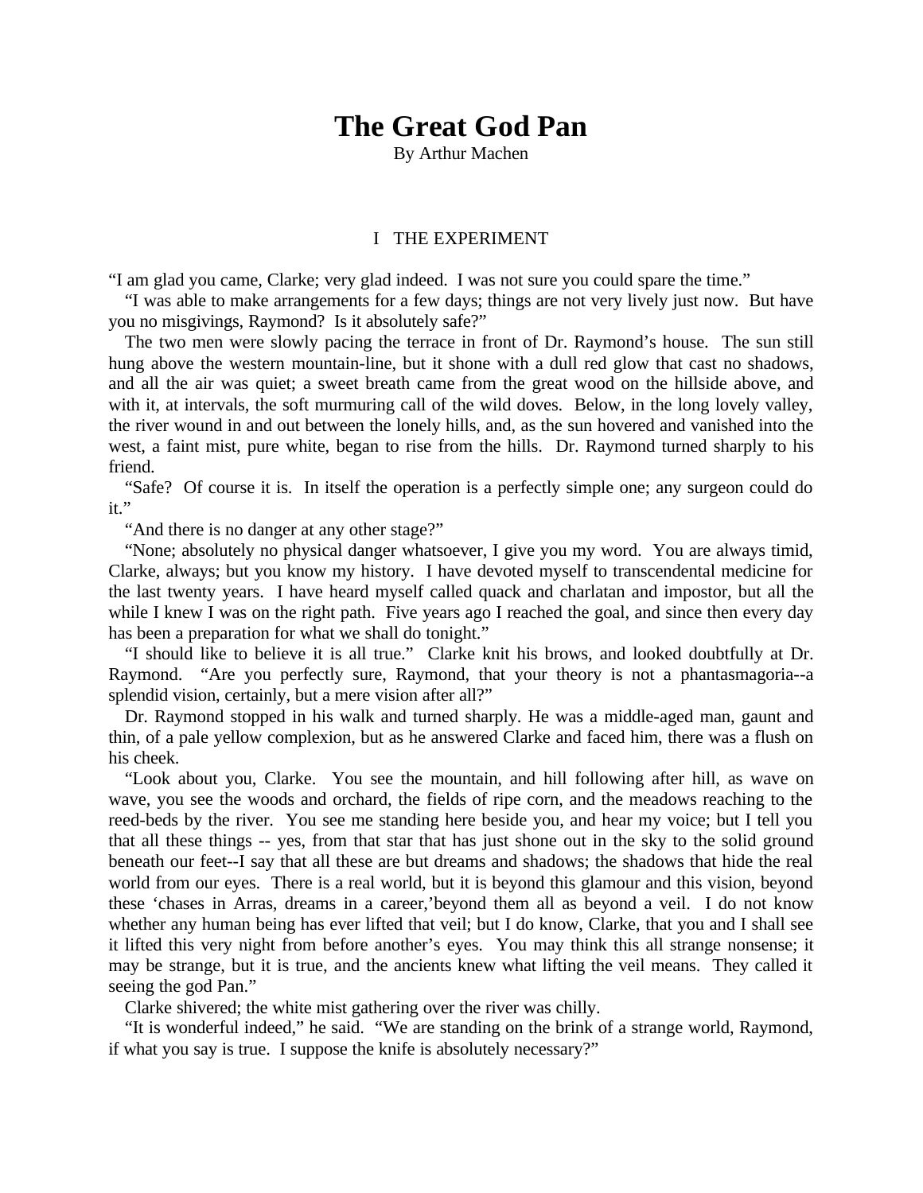# The Great God Pan

By Arthur Machen

## I THE EXPERIMENT

“I am glad you came, Clarke; very glad indeed. I was not sure you could spare the time.”

“I was able to make arrangements for a few days; things are not very lively just now. But have you no misgivings, Raymond? Is it absolutely safe?”

The two men were slowly pacing the terrace in front of Dr. Raymond’s house. The sun still hung above the western mountain-line, but it shone with a dull red glow that cast no shadows, and all the air was quiet; a sweet breath came from the great wood on the hillside above, and with it, at intervals, the soft murmuring call of the wild doves. Below, in the long lovely valley, the river wound in and out between the lonely hills, and, as the sun hovered and vanished into the west, a faint mist, pure white, began to rise from the hills. Dr. Raymond turned sharply to his friend.

“Safe? Of course it is. In itself the operation is a perfectly simple one; any surgeon could do it.”

“And there is no danger at any other stage?”

“None; absolutely no physical danger whatsoever, I give you my word. You are always timid, Clarke, always; but you know my history. I have devoted myself to transcendental medicine for the last twenty years. I have heard myself called quack and charlatan and impostor, but all the while I knew I was on the right path. Five years ago I reached the goal, and since then every day has been a preparation for what we shall do tonight.”

“I should like to believe it is all true.” Clarke knit his brows, and looked doubtfully at Dr. Raymond. “Are you perfectly sure, Raymond, that your theory is not a phantasmagoria--a splendid vision, certainly, but a mere vision after all?”

Dr. Raymond stopped in his walk and turned sharply. He was a middle-aged man, gaunt and thin, of a pale yellow complexion, but as he answered Clarke and faced him, there was a flush on his cheek.

“Look about you, Clarke. You see the mountain, and hill following after hill, as wave on wave, you see the woods and orchard, the fields of ripe corn, and the meadows reaching to the reed-beds by the river. You see me standing here beside you, and hear my voice; but I tell you that all these things -- yes, from that star that has just shone out in the sky to the solid ground beneath our feet--I say that all these are but dreams and shadows; the shadows that hide the real world from our eyes. There is a real world, but it is beyond this glamour and this vision, beyond these ‘chases in Arras, dreams in a career,’beyond them all as beyond a veil. I do not know whether any human being has ever lifted that veil; but I do know, Clarke, that you and I shall see it lifted this very night from before another’s eyes. You may think this all strange nonsense; it may be strange, but it is true, and the ancients knew what lifting the veil means. They called it seeing the god Pan.”

Clarke shivered; the white mist gathering over the river was chilly.

“It is wonderful indeed,” he said. “We are standing on the brink of a strange world, Raymond, if what you say is true. I suppose the knife is absolutely necessary?”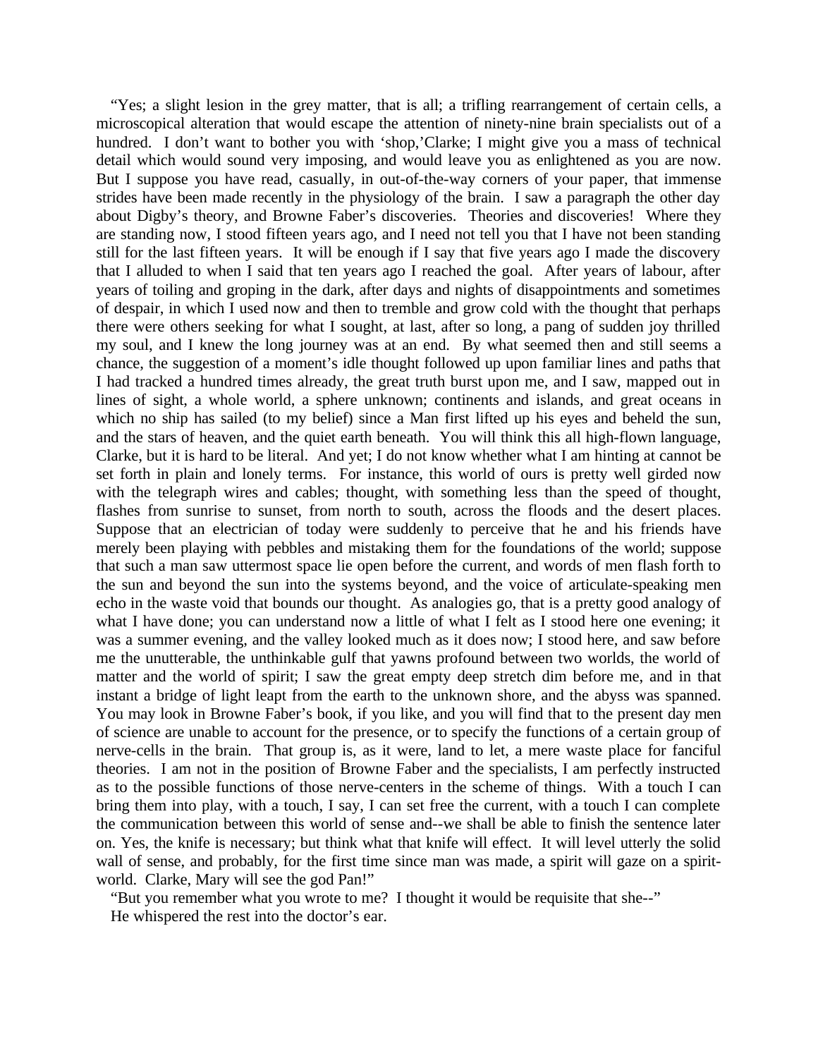"Yes; a slight lesion in the grey matter, that is all; a trifling rearrangement of certain cells, a microscopical alteration that would escape the attention of ninety-nine brain specialists out of a hundred. I don't want to bother you with 'shop,'Clarke; I might give you a mass of technical detail which would sound very imposing, and would leave you as enlightened as you are now. But I suppose you have read, casually, in out-of-the-way corners of your paper, that immense strides have been made recently in the physiology of the brain. I saw a paragraph the other day about Digby's theory, and Browne Faber's discoveries. Theories and discoveries! Where they are standing now, I stood fifteen years ago, and I need not tell you that I have not been standing still for the last fifteen years. It will be enough if I say that five years ago I made the discovery that I alluded to when I said that ten years ago I reached the goal. After years of labour, after years of toiling and groping in the dark, after days and nights of disappointments and sometimes of despair, in which I used now and then to tremble and grow cold with the thought that perhaps there were others seeking for what I sought, at last, after so long, a pang of sudden joy thrilled my soul, and I knew the long journey was at an end. By what seemed then and still seems a chance, the suggestion of a moment's idle thought followed up upon familiar lines and paths that I had tracked a hundred times already, the great truth burst upon me, and I saw, mapped out in lines of sight, a whole world, a sphere unknown; continents and islands, and great oceans in which no ship has sailed (to my belief) since a Man first lifted up his eyes and beheld the sun, and the stars of heaven, and the quiet earth beneath. You will think this all high-flown language, Clarke, but it is hard to be literal. And yet; I do not know whether what I am hinting at cannot be set forth in plain and lonely terms. For instance, this world of ours is pretty well girded now with the telegraph wires and cables; thought, with something less than the speed of thought, flashes from sunrise to sunset, from north to south, across the floods and the desert places. Suppose that an electrician of today were suddenly to perceive that he and his friends have merely been playing with pebbles and mistaking them for the foundations of the world; suppose that such a man saw uttermost space lie open before the current, and words of men flash forth to the sun and beyond the sun into the systems beyond, and the voice of articulate-speaking men echo in the waste void that bounds our thought. As analogies go, that is a pretty good analogy of what I have done; you can understand now a little of what I felt as I stood here one evening; it was a summer evening, and the valley looked much as it does now; I stood here, and saw before me the unutterable, the unthinkable gulf that yawns profound between two worlds, the world of matter and the world of spirit; I saw the great empty deep stretch dim before me, and in that instant a bridge of light leapt from the earth to the unknown shore, and the abyss was spanned. You may look in Browne Faber's book, if you like, and you will find that to the present day men of science are unable to account for the presence, or to specify the functions of a certain group of nerve-cells in the brain. That group is, as it were, land to let, a mere waste place for fanciful theories. I am not in the position of Browne Faber and the specialists, I am perfectly instructed as to the possible functions of those nerve-centers in the scheme of things. With a touch I can bring them into play, with a touch, I say, I can set free the current, with a touch I can complete the communication between this world of sense and--we shall be able to finish the sentence later on. Yes, the knife is necessary; but think what that knife will effect. It will level utterly the solid wall of sense, and probably, for the first time since man was made, a spirit will gaze on a spirit-world. Clarke, Mary will see the god Pan!"

"But you remember what you wrote to me? I thought it would be requisite that she--"

He whispered the rest into the doctor's ear.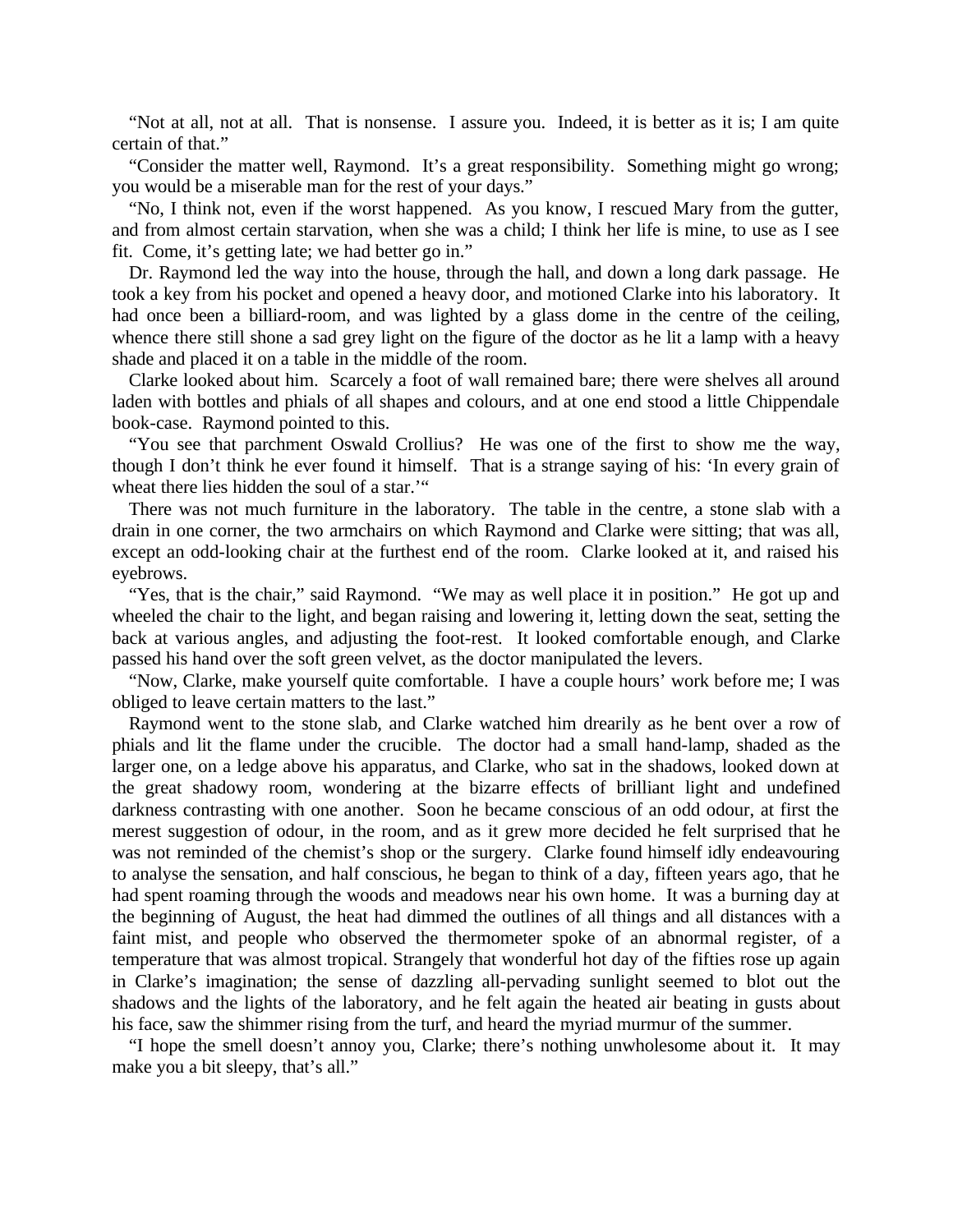"Not at all, not at all. That is nonsense. I assure you. Indeed, it is better as it is; I am quite certain of that."

"Consider the matter well, Raymond. It's a great responsibility. Something might go wrong; you would be a miserable man for the rest of your days."

"No, I think not, even if the worst happened. As you know, I rescued Mary from the gutter, and from almost certain starvation, when she was a child; I think her life is mine, to use as I see fit. Come, it's getting late; we had better go in."

Dr. Raymond led the way into the house, through the hall, and down a long dark passage. He took a key from his pocket and opened a heavy door, and motioned Clarke into his laboratory. It had once been a billiard-room, and was lighted by a glass dome in the centre of the ceiling, whence there still shone a sad grey light on the figure of the doctor as he lit a lamp with a heavy shade and placed it on a table in the middle of the room.

Clarke looked about him. Scarcely a foot of wall remained bare; there were shelves all around laden with bottles and phials of all shapes and colours, and at one end stood a little Chippendale book-case. Raymond pointed to this.

"You see that parchment Oswald Crollius? He was one of the first to show me the way, though I don't think he ever found it himself. That is a strange saying of his: 'In every grain of wheat there lies hidden the soul of a star.'"

There was not much furniture in the laboratory. The table in the centre, a stone slab with a drain in one corner, the two armchairs on which Raymond and Clarke were sitting; that was all, except an odd-looking chair at the furthest end of the room. Clarke looked at it, and raised his eyebrows.

"Yes, that is the chair," said Raymond. "We may as well place it in position." He got up and wheeled the chair to the light, and began raising and lowering it, letting down the seat, setting the back at various angles, and adjusting the foot-rest. It looked comfortable enough, and Clarke passed his hand over the soft green velvet, as the doctor manipulated the levers.

"Now, Clarke, make yourself quite comfortable. I have a couple hours' work before me; I was obliged to leave certain matters to the last."

Raymond went to the stone slab, and Clarke watched him drearily as he bent over a row of phials and lit the flame under the crucible. The doctor had a small hand-lamp, shaded as the larger one, on a ledge above his apparatus, and Clarke, who sat in the shadows, looked down at the great shadowy room, wondering at the bizarre effects of brilliant light and undefined darkness contrasting with one another. Soon he became conscious of an odd odour, at first the merest suggestion of odour, in the room, and as it grew more decided he felt surprised that he was not reminded of the chemist's shop or the surgery. Clarke found himself idly endeavouring to analyse the sensation, and half conscious, he began to think of a day, fifteen years ago, that he had spent roaming through the woods and meadows near his own home. It was a burning day at the beginning of August, the heat had dimmed the outlines of all things and all distances with a faint mist, and people who observed the thermometer spoke of an abnormal register, of a temperature that was almost tropical. Strangely that wonderful hot day of the fifties rose up again in Clarke's imagination; the sense of dazzling all-pervading sunlight seemed to blot out the shadows and the lights of the laboratory, and he felt again the heated air beating in gusts about his face, saw the shimmer rising from the turf, and heard the myriad murmur of the summer.

"I hope the smell doesn't annoy you, Clarke; there's nothing unwholesome about it. It may make you a bit sleepy, that's all."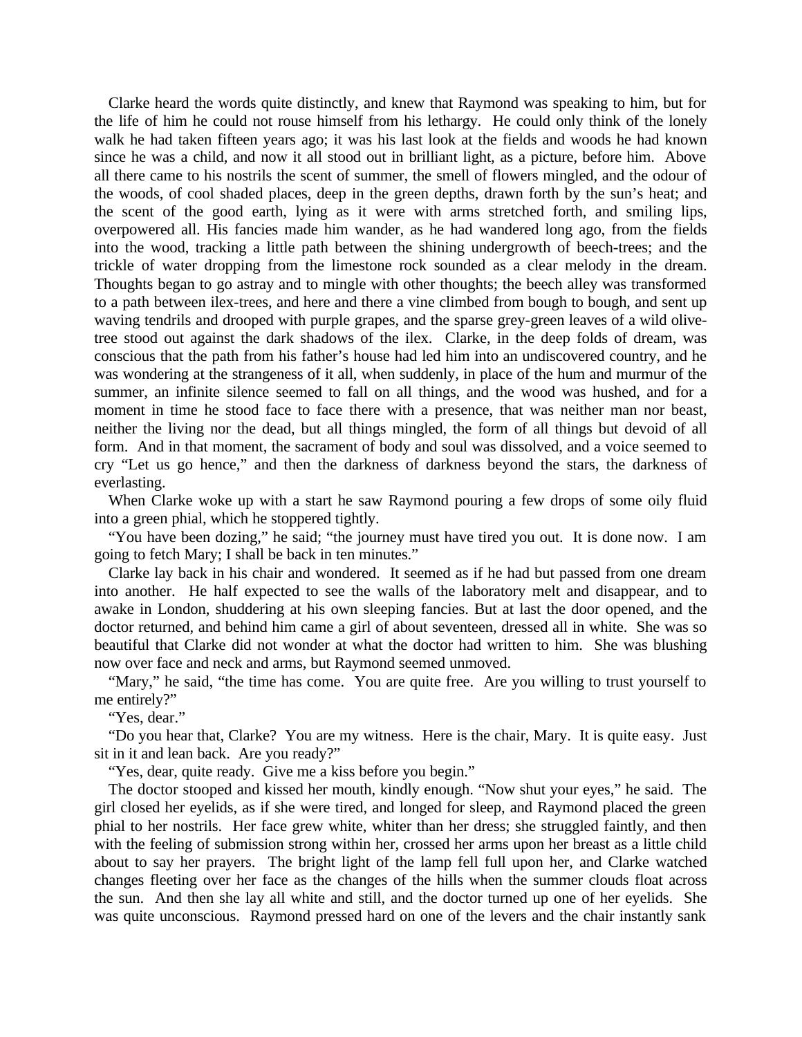Clarke heard the words quite distinctly, and knew that Raymond was speaking to him, but for the life of him he could not rouse himself from his lethargy. He could only think of the lonely walk he had taken fifteen years ago; it was his last look at the fields and woods he had known since he was a child, and now it all stood out in brilliant light, as a picture, before him. Above all there came to his nostrils the scent of summer, the smell of flowers mingled, and the odour of the woods, of cool shaded places, deep in the green depths, drawn forth by the sun's heat; and the scent of the good earth, lying as it were with arms stretched forth, and smiling lips, overpowered all. His fancies made him wander, as he had wandered long ago, from the fields into the wood, tracking a little path between the shining undergrowth of beech-trees; and the trickle of water dropping from the limestone rock sounded as a clear melody in the dream. Thoughts began to go astray and to mingle with other thoughts; the beech alley was transformed to a path between ilex-trees, and here and there a vine climbed from bough to bough, and sent up waving tendrils and drooped with purple grapes, and the sparse grey-green leaves of a wild olive-tree stood out against the dark shadows of the ilex. Clarke, in the deep folds of dream, was conscious that the path from his father's house had led him into an undiscovered country, and he was wondering at the strangeness of it all, when suddenly, in place of the hum and murmur of the summer, an infinite silence seemed to fall on all things, and the wood was hushed, and for a moment in time he stood face to face there with a presence, that was neither man nor beast, neither the living nor the dead, but all things mingled, the form of all things but devoid of all form. And in that moment, the sacrament of body and soul was dissolved, and a voice seemed to cry "Let us go hence," and then the darkness of darkness beyond the stars, the darkness of everlasting.

When Clarke woke up with a start he saw Raymond pouring a few drops of some oily fluid into a green phial, which he stoppered tightly.

"You have been dozing," he said; "the journey must have tired you out. It is done now. I am going to fetch Mary; I shall be back in ten minutes."

Clarke lay back in his chair and wondered. It seemed as if he had but passed from one dream into another. He half expected to see the walls of the laboratory melt and disappear, and to awake in London, shuddering at his own sleeping fancies. But at last the door opened, and the doctor returned, and behind him came a girl of about seventeen, dressed all in white. She was so beautiful that Clarke did not wonder at what the doctor had written to him. She was blushing now over face and neck and arms, but Raymond seemed unmoved.

"Mary," he said, "the time has come. You are quite free. Are you willing to trust yourself to me entirely?"

"Yes, dear."

"Do you hear that, Clarke? You are my witness. Here is the chair, Mary. It is quite easy. Just sit in it and lean back. Are you ready?"

"Yes, dear, quite ready. Give me a kiss before you begin."

The doctor stooped and kissed her mouth, kindly enough. "Now shut your eyes," he said. The girl closed her eyelids, as if she were tired, and longed for sleep, and Raymond placed the green phial to her nostrils. Her face grew white, whiter than her dress; she struggled faintly, and then with the feeling of submission strong within her, crossed her arms upon her breast as a little child about to say her prayers. The bright light of the lamp fell full upon her, and Clarke watched changes fleeting over her face as the changes of the hills when the summer clouds float across the sun. And then she lay all white and still, and the doctor turned up one of her eyelids. She was quite unconscious. Raymond pressed hard on one of the levers and the chair instantly sank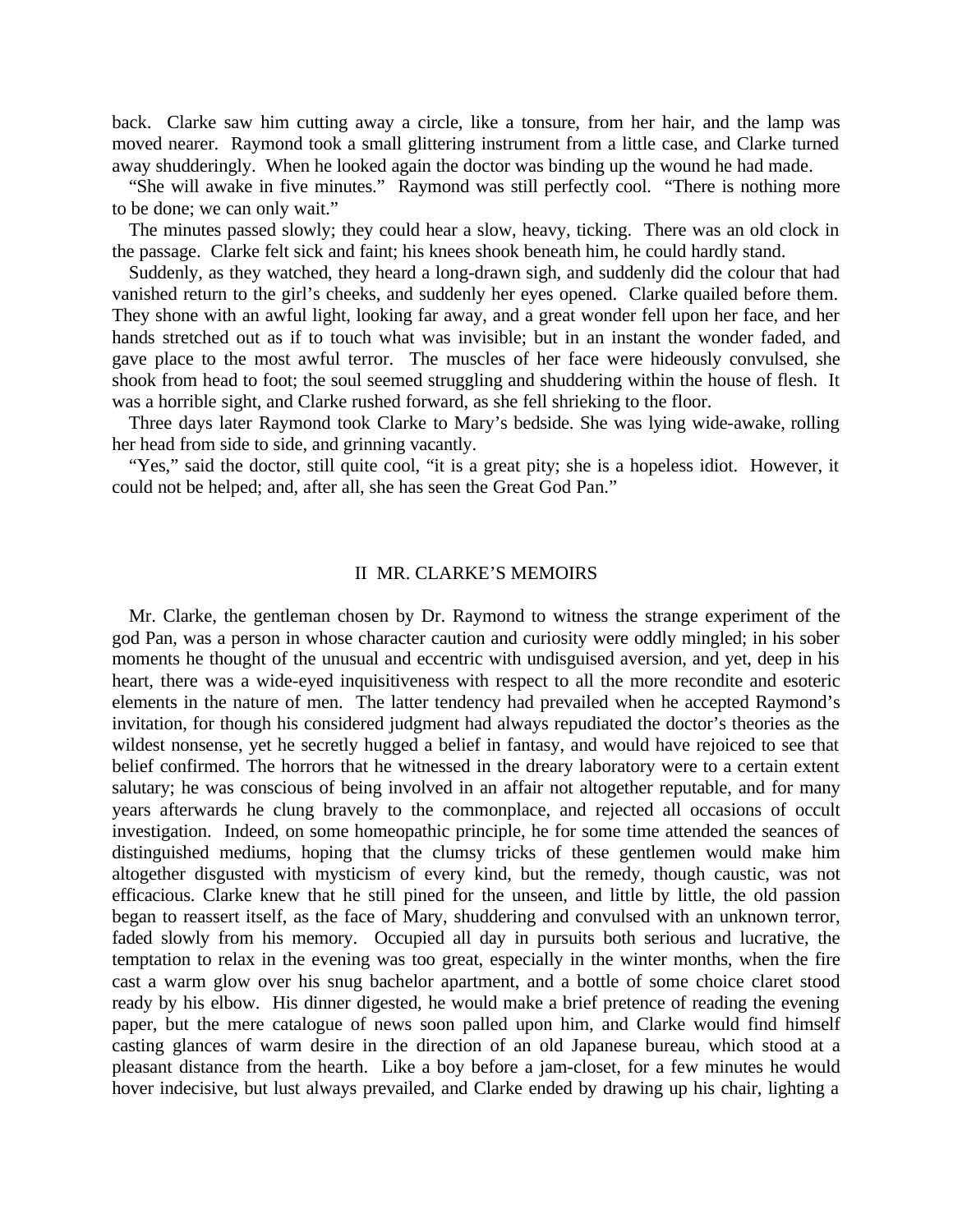back. Clarke saw him cutting away a circle, like a tonsure, from her hair, and the lamp was moved nearer. Raymond took a small glittering instrument from a little case, and Clarke turned away shudderingly. When he looked again the doctor was binding up the wound he had made.

"She will awake in five minutes." Raymond was still perfectly cool. "There is nothing more to be done; we can only wait."

The minutes passed slowly; they could hear a slow, heavy, ticking. There was an old clock in the passage. Clarke felt sick and faint; his knees shook beneath him, he could hardly stand.

Suddenly, as they watched, they heard a long-drawn sigh, and suddenly did the colour that had vanished return to the girl's cheeks, and suddenly her eyes opened. Clarke quailed before them. They shone with an awful light, looking far away, and a great wonder fell upon her face, and her hands stretched out as if to touch what was invisible; but in an instant the wonder faded, and gave place to the most awful terror. The muscles of her face were hideously convulsed, she shook from head to foot; the soul seemed struggling and shuddering within the house of flesh. It was a horrible sight, and Clarke rushed forward, as she fell shrieking to the floor.

Three days later Raymond took Clarke to Mary's bedside. She was lying wide-awake, rolling her head from side to side, and grinning vacantly.

"Yes," said the doctor, still quite cool, "it is a great pity; she is a hopeless idiot. However, it could not be helped; and, after all, she has seen the Great God Pan."

## II MR. CLARKE'S MEMOIRS

Mr. Clarke, the gentleman chosen by Dr. Raymond to witness the strange experiment of the god Pan, was a person in whose character caution and curiosity were oddly mingled; in his sober moments he thought of the unusual and eccentric with undisguised aversion, and yet, deep in his heart, there was a wide-eyed inquisitiveness with respect to all the more recondite and esoteric elements in the nature of men. The latter tendency had prevailed when he accepted Raymond's invitation, for though his considered judgment had always repudiated the doctor's theories as the wildest nonsense, yet he secretly hugged a belief in fantasy, and would have rejoiced to see that belief confirmed. The horrors that he witnessed in the dreary laboratory were to a certain extent salutary; he was conscious of being involved in an affair not altogether reputable, and for many years afterwards he clung bravely to the commonplace, and rejected all occasions of occult investigation. Indeed, on some homeopathic principle, he for some time attended the seances of distinguished mediums, hoping that the clumsy tricks of these gentlemen would make him altogether disgusted with mysticism of every kind, but the remedy, though caustic, was not efficacious. Clarke knew that he still pined for the unseen, and little by little, the old passion began to reassert itself, as the face of Mary, shuddering and convulsed with an unknown terror, faded slowly from his memory. Occupied all day in pursuits both serious and lucrative, the temptation to relax in the evening was too great, especially in the winter months, when the fire cast a warm glow over his snug bachelor apartment, and a bottle of some choice claret stood ready by his elbow. His dinner digested, he would make a brief pretence of reading the evening paper, but the mere catalogue of news soon palled upon him, and Clarke would find himself casting glances of warm desire in the direction of an old Japanese bureau, which stood at a pleasant distance from the hearth. Like a boy before a jam-closet, for a few minutes he would hover indecisive, but lust always prevailed, and Clarke ended by drawing up his chair, lighting a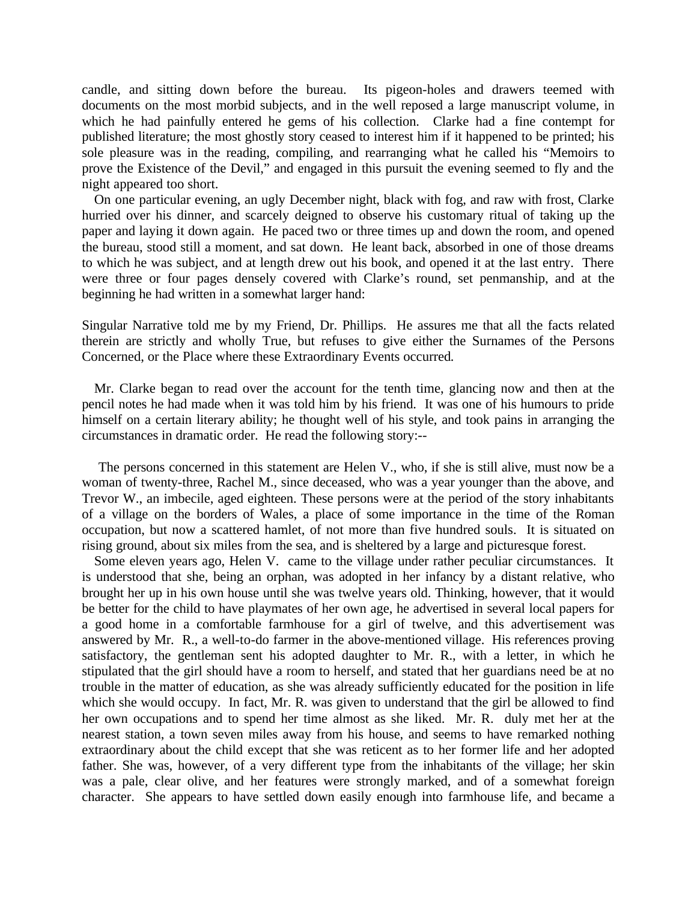candle, and sitting down before the bureau. Its pigeon-holes and drawers teemed with documents on the most morbid subjects, and in the well reposed a large manuscript volume, in which he had painfully entered he gems of his collection. Clarke had a fine contempt for published literature; the most ghostly story ceased to interest him if it happened to be printed; his sole pleasure was in the reading, compiling, and rearranging what he called his "Memoirs to prove the Existence of the Devil," and engaged in this pursuit the evening seemed to fly and the night appeared too short.

On one particular evening, an ugly December night, black with fog, and raw with frost, Clarke hurried over his dinner, and scarcely deigned to observe his customary ritual of taking up the paper and laying it down again. He paced two or three times up and down the room, and opened the bureau, stood still a moment, and sat down. He leant back, absorbed in one of those dreams to which he was subject, and at length drew out his book, and opened it at the last entry. There were three or four pages densely covered with Clarke's round, set penmanship, and at the beginning he had written in a somewhat larger hand:

Singular Narrative told me by my Friend, Dr. Phillips. He assures me that all the facts related therein are strictly and wholly True, but refuses to give either the Surnames of the Persons Concerned, or the Place where these Extraordinary Events occurred.

Mr. Clarke began to read over the account for the tenth time, glancing now and then at the pencil notes he had made when it was told him by his friend. It was one of his humours to pride himself on a certain literary ability; he thought well of his style, and took pains in arranging the circumstances in dramatic order. He read the following story:--

The persons concerned in this statement are Helen V., who, if she is still alive, must now be a woman of twenty-three, Rachel M., since deceased, who was a year younger than the above, and Trevor W., an imbecile, aged eighteen. These persons were at the period of the story inhabitants of a village on the borders of Wales, a place of some importance in the time of the Roman occupation, but now a scattered hamlet, of not more than five hundred souls. It is situated on rising ground, about six miles from the sea, and is sheltered by a large and picturesque forest.

Some eleven years ago, Helen V. came to the village under rather peculiar circumstances. It is understood that she, being an orphan, was adopted in her infancy by a distant relative, who brought her up in his own house until she was twelve years old. Thinking, however, that it would be better for the child to have playmates of her own age, he advertised in several local papers for a good home in a comfortable farmhouse for a girl of twelve, and this advertisement was answered by Mr. R., a well-to-do farmer in the above-mentioned village. His references proving satisfactory, the gentleman sent his adopted daughter to Mr. R., with a letter, in which he stipulated that the girl should have a room to herself, and stated that her guardians need be at no trouble in the matter of education, as she was already sufficiently educated for the position in life which she would occupy. In fact, Mr. R. was given to understand that the girl be allowed to find her own occupations and to spend her time almost as she liked. Mr. R. duly met her at the nearest station, a town seven miles away from his house, and seems to have remarked nothing extraordinary about the child except that she was reticent as to her former life and her adopted father. She was, however, of a very different type from the inhabitants of the village; her skin was a pale, clear olive, and her features were strongly marked, and of a somewhat foreign character. She appears to have settled down easily enough into farmhouse life, and became a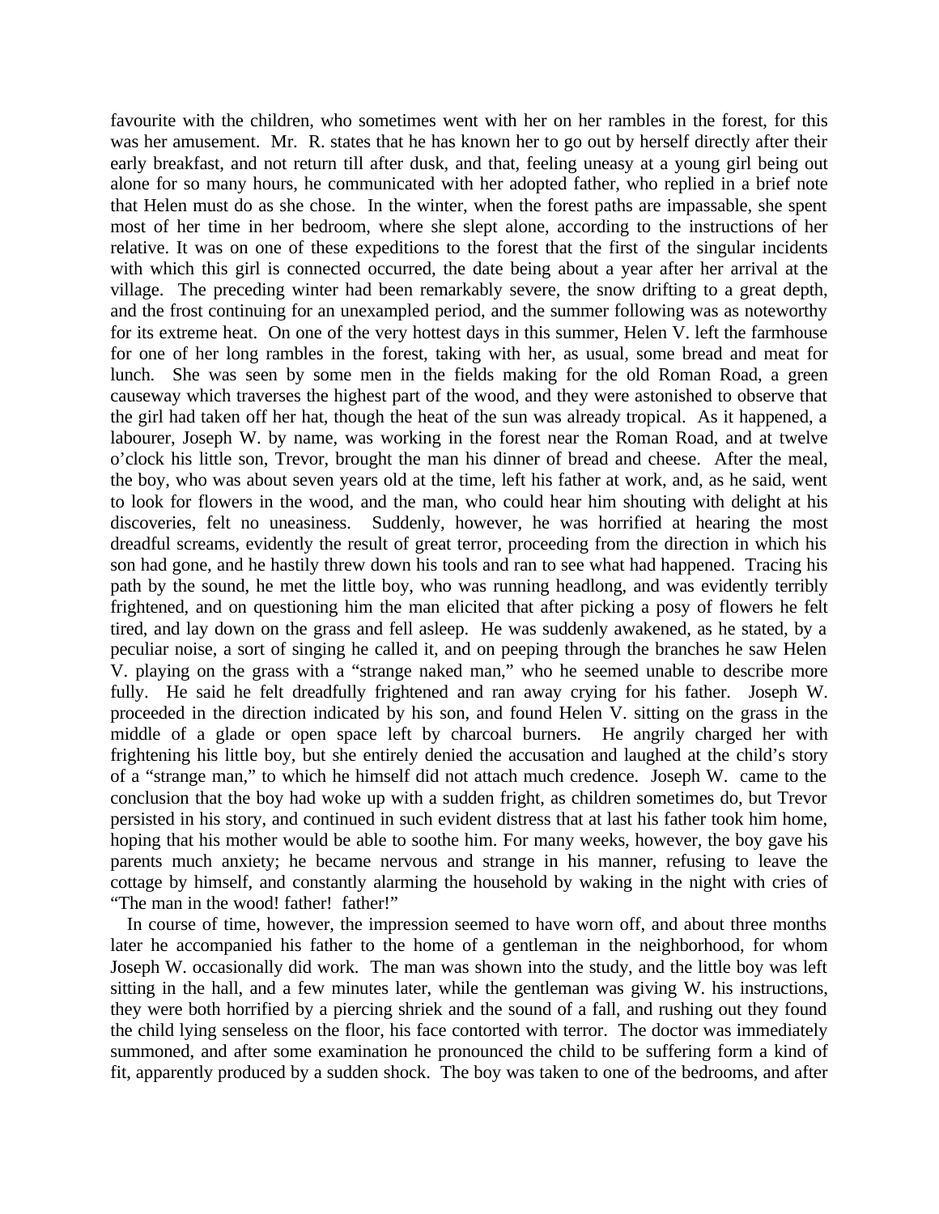favourite with the children, who sometimes went with her on her rambles in the forest, for this was her amusement. Mr. R. states that he has known her to go out by herself directly after their early breakfast, and not return till after dusk, and that, feeling uneasy at a young girl being out alone for so many hours, he communicated with her adopted father, who replied in a brief note that Helen must do as she chose. In the winter, when the forest paths are impassable, she spent most of her time in her bedroom, where she slept alone, according to the instructions of her relative. It was on one of these expeditions to the forest that the first of the singular incidents with which this girl is connected occurred, the date being about a year after her arrival at the village. The preceding winter had been remarkably severe, the snow drifting to a great depth, and the frost continuing for an unexampled period, and the summer following was as noteworthy for its extreme heat. On one of the very hottest days in this summer, Helen V. left the farmhouse for one of her long rambles in the forest, taking with her, as usual, some bread and meat for lunch. She was seen by some men in the fields making for the old Roman Road, a green causeway which traverses the highest part of the wood, and they were astonished to observe that the girl had taken off her hat, though the heat of the sun was already tropical. As it happened, a labourer, Joseph W. by name, was working in the forest near the Roman Road, and at twelve o'clock his little son, Trevor, brought the man his dinner of bread and cheese. After the meal, the boy, who was about seven years old at the time, left his father at work, and, as he said, went to look for flowers in the wood, and the man, who could hear him shouting with delight at his discoveries, felt no uneasiness. Suddenly, however, he was horrified at hearing the most dreadful screams, evidently the result of great terror, proceeding from the direction in which his son had gone, and he hastily threw down his tools and ran to see what had happened. Tracing his path by the sound, he met the little boy, who was running headlong, and was evidently terribly frightened, and on questioning him the man elicited that after picking a posy of flowers he felt tired, and lay down on the grass and fell asleep. He was suddenly awakened, as he stated, by a peculiar noise, a sort of singing he called it, and on peeping through the branches he saw Helen V. playing on the grass with a "strange naked man," who he seemed unable to describe more fully. He said he felt dreadfully frightened and ran away crying for his father. Joseph W. proceeded in the direction indicated by his son, and found Helen V. sitting on the grass in the middle of a glade or open space left by charcoal burners. He angrily charged her with frightening his little boy, but she entirely denied the accusation and laughed at the child's story of a "strange man," to which he himself did not attach much credence. Joseph W. came to the conclusion that the boy had woke up with a sudden fright, as children sometimes do, but Trevor persisted in his story, and continued in such evident distress that at last his father took him home, hoping that his mother would be able to soothe him. For many weeks, however, the boy gave his parents much anxiety; he became nervous and strange in his manner, refusing to leave the cottage by himself, and constantly alarming the household by waking in the night with cries of "The man in the wood! father! father!"

In course of time, however, the impression seemed to have worn off, and about three months later he accompanied his father to the home of a gentleman in the neighborhood, for whom Joseph W. occasionally did work. The man was shown into the study, and the little boy was left sitting in the hall, and a few minutes later, while the gentleman was giving W. his instructions, they were both horrified by a piercing shriek and the sound of a fall, and rushing out they found the child lying senseless on the floor, his face contorted with terror. The doctor was immediately summoned, and after some examination he pronounced the child to be suffering form a kind of fit, apparently produced by a sudden shock. The boy was taken to one of the bedrooms, and after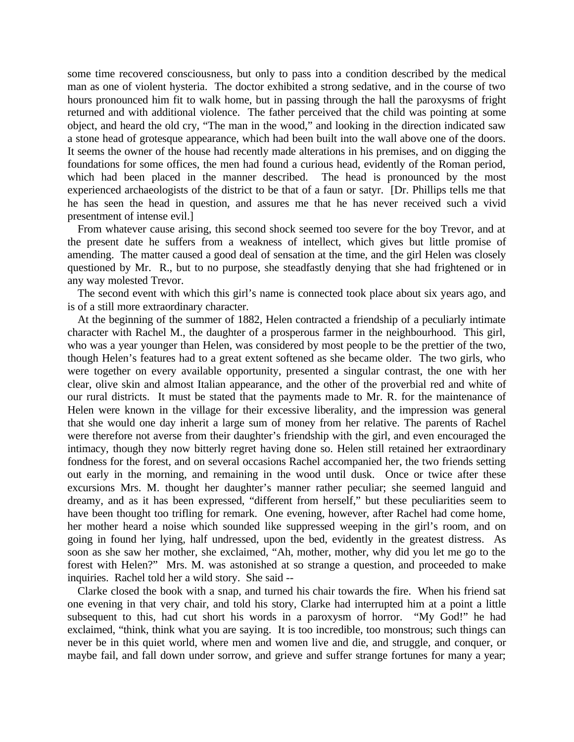some time recovered consciousness, but only to pass into a condition described by the medical man as one of violent hysteria. The doctor exhibited a strong sedative, and in the course of two hours pronounced him fit to walk home, but in passing through the hall the paroxysms of fright returned and with additional violence. The father perceived that the child was pointing at some object, and heard the old cry, "The man in the wood," and looking in the direction indicated saw a stone head of grotesque appearance, which had been built into the wall above one of the doors. It seems the owner of the house had recently made alterations in his premises, and on digging the foundations for some offices, the men had found a curious head, evidently of the Roman period, which had been placed in the manner described. The head is pronounced by the most experienced archaeologists of the district to be that of a faun or satyr. [Dr. Phillips tells me that he has seen the head in question, and assures me that he has never received such a vivid presentment of intense evil.]

From whatever cause arising, this second shock seemed too severe for the boy Trevor, and at the present date he suffers from a weakness of intellect, which gives but little promise of amending. The matter caused a good deal of sensation at the time, and the girl Helen was closely questioned by Mr. R., but to no purpose, she steadfastly denying that she had frightened or in any way molested Trevor.

The second event with which this girl's name is connected took place about six years ago, and is of a still more extraordinary character.

At the beginning of the summer of 1882, Helen contracted a friendship of a peculiarly intimate character with Rachel M., the daughter of a prosperous farmer in the neighbourhood. This girl, who was a year younger than Helen, was considered by most people to be the prettier of the two, though Helen's features had to a great extent softened as she became older. The two girls, who were together on every available opportunity, presented a singular contrast, the one with her clear, olive skin and almost Italian appearance, and the other of the proverbial red and white of our rural districts. It must be stated that the payments made to Mr. R. for the maintenance of Helen were known in the village for their excessive liberality, and the impression was general that she would one day inherit a large sum of money from her relative. The parents of Rachel were therefore not averse from their daughter's friendship with the girl, and even encouraged the intimacy, though they now bitterly regret having done so. Helen still retained her extraordinary fondness for the forest, and on several occasions Rachel accompanied her, the two friends setting out early in the morning, and remaining in the wood until dusk. Once or twice after these excursions Mrs. M. thought her daughter's manner rather peculiar; she seemed languid and dreamy, and as it has been expressed, "different from herself," but these peculiarities seem to have been thought too trifling for remark. One evening, however, after Rachel had come home, her mother heard a noise which sounded like suppressed weeping in the girl's room, and on going in found her lying, half undressed, upon the bed, evidently in the greatest distress. As soon as she saw her mother, she exclaimed, "Ah, mother, mother, why did you let me go to the forest with Helen?" Mrs. M. was astonished at so strange a question, and proceeded to make inquiries. Rachel told her a wild story. She said --

Clarke closed the book with a snap, and turned his chair towards the fire. When his friend sat one evening in that very chair, and told his story, Clarke had interrupted him at a point a little subsequent to this, had cut short his words in a paroxysm of horror. "My God!" he had exclaimed, "think, think what you are saying. It is too incredible, too monstrous; such things can never be in this quiet world, where men and women live and die, and struggle, and conquer, or maybe fail, and fall down under sorrow, and grieve and suffer strange fortunes for many a year;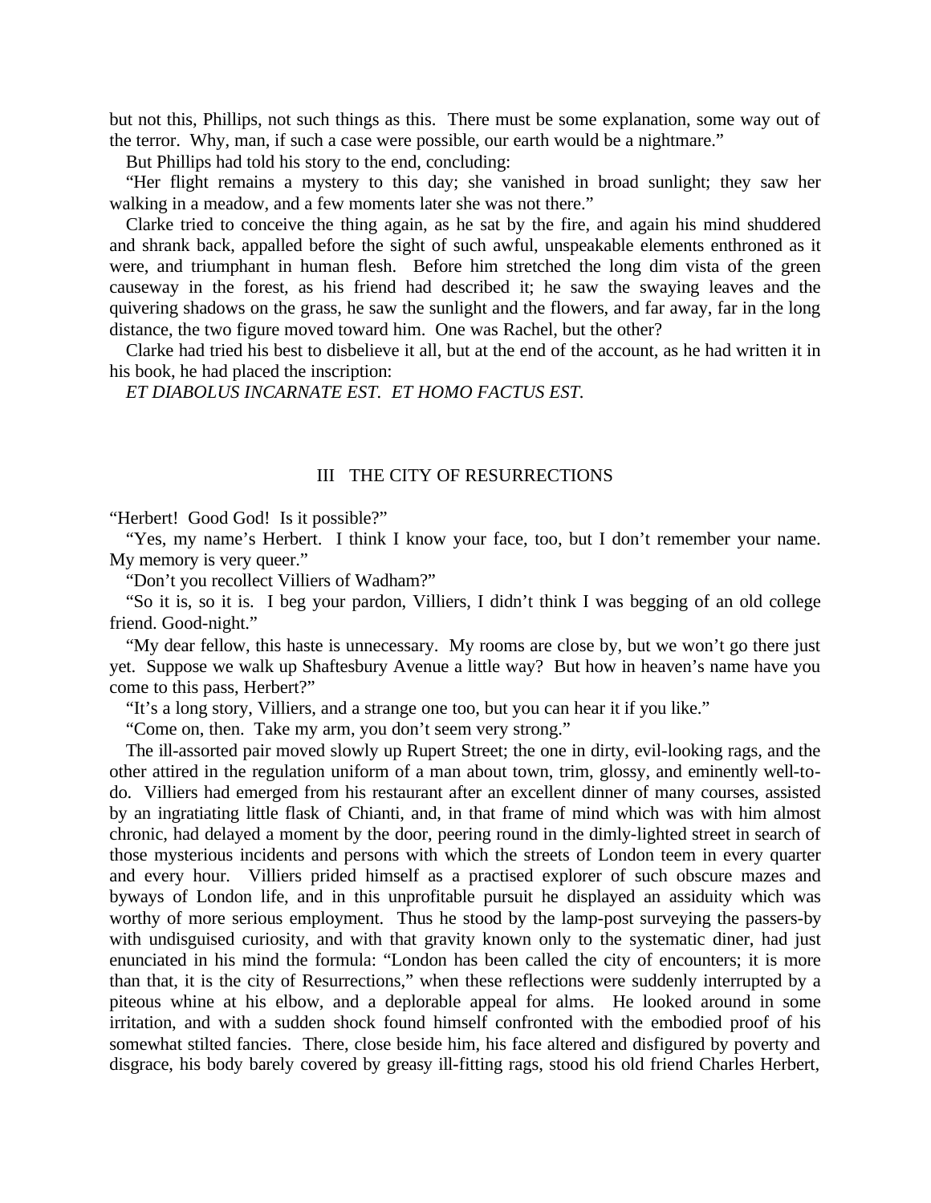but not this, Phillips, not such things as this. There must be some explanation, some way out of the terror. Why, man, if such a case were possible, our earth would be a nightmare."

But Phillips had told his story to the end, concluding:

"Her flight remains a mystery to this day; she vanished in broad sunlight; they saw her walking in a meadow, and a few moments later she was not there."

Clarke tried to conceive the thing again, as he sat by the fire, and again his mind shuddered and shrank back, appalled before the sight of such awful, unspeakable elements enthroned as it were, and triumphant in human flesh. Before him stretched the long dim vista of the green causeway in the forest, as his friend had described it; he saw the swaying leaves and the quivering shadows on the grass, he saw the sunlight and the flowers, and far away, far in the long distance, the two figure moved toward him. One was Rachel, but the other?

Clarke had tried his best to disbelieve it all, but at the end of the account, as he had written it in his book, he had placed the inscription:

*ET DIABOLUS INCARNATE EST. ET HOMO FACTUS EST.*

## III THE CITY OF RESURRECTIONS

"Herbert! Good God! Is it possible?"

"Yes, my name's Herbert. I think I know your face, too, but I don't remember your name. My memory is very queer."

"Don't you recollect Villiers of Wadham?"

"So it is, so it is. I beg your pardon, Villiers, I didn't think I was begging of an old college friend. Good-night."

"My dear fellow, this haste is unnecessary. My rooms are close by, but we won't go there just yet. Suppose we walk up Shaftesbury Avenue a little way? But how in heaven's name have you come to this pass, Herbert?"

"It's a long story, Villiers, and a strange one too, but you can hear it if you like."

"Come on, then. Take my arm, you don't seem very strong."

The ill-assorted pair moved slowly up Rupert Street; the one in dirty, evil-looking rags, and the other attired in the regulation uniform of a man about town, trim, glossy, and eminently well-to-do. Villiers had emerged from his restaurant after an excellent dinner of many courses, assisted by an ingratiating little flask of Chianti, and, in that frame of mind which was with him almost chronic, had delayed a moment by the door, peering round in the dimly-lighted street in search of those mysterious incidents and persons with which the streets of London teem in every quarter and every hour. Villiers prided himself as a practised explorer of such obscure mazes and byways of London life, and in this unprofitable pursuit he displayed an assiduity which was worthy of more serious employment. Thus he stood by the lamp-post surveying the passers-by with undisguised curiosity, and with that gravity known only to the systematic diner, had just enunciated in his mind the formula: "London has been called the city of encounters; it is more than that, it is the city of Resurrections," when these reflections were suddenly interrupted by a piteous whine at his elbow, and a deplorable appeal for alms. He looked around in some irritation, and with a sudden shock found himself confronted with the embodied proof of his somewhat stilted fancies. There, close beside him, his face altered and disfigured by poverty and disgrace, his body barely covered by greasy ill-fitting rags, stood his old friend Charles Herbert,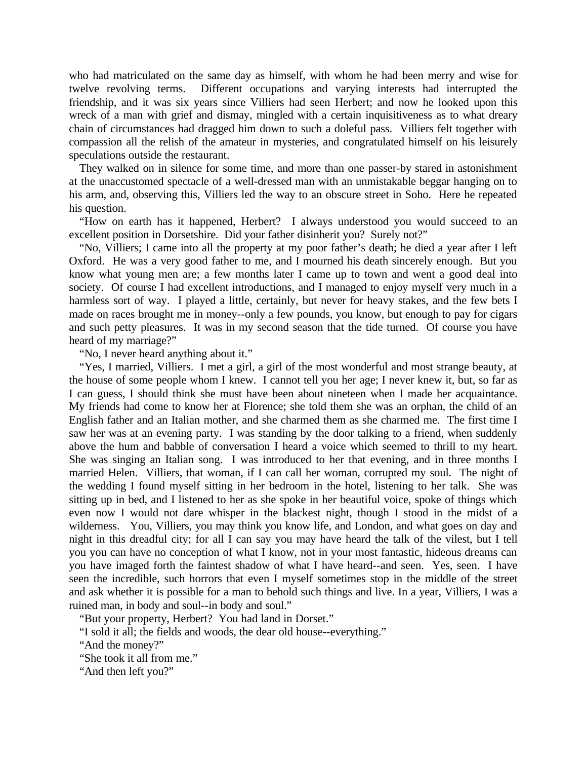who had matriculated on the same day as himself, with whom he had been merry and wise for twelve revolving terms. Different occupations and varying interests had interrupted the friendship, and it was six years since Villiers had seen Herbert; and now he looked upon this wreck of a man with grief and dismay, mingled with a certain inquisitiveness as to what dreary chain of circumstances had dragged him down to such a doleful pass. Villiers felt together with compassion all the relish of the amateur in mysteries, and congratulated himself on his leisurely speculations outside the restaurant.

They walked on in silence for some time, and more than one passer-by stared in astonishment at the unaccustomed spectacle of a well-dressed man with an unmistakable beggar hanging on to his arm, and, observing this, Villiers led the way to an obscure street in Soho. Here he repeated his question.

"How on earth has it happened, Herbert? I always understood you would succeed to an excellent position in Dorsetshire. Did your father disinherit you? Surely not?"

"No, Villiers; I came into all the property at my poor father's death; he died a year after I left Oxford. He was a very good father to me, and I mourned his death sincerely enough. But you know what young men are; a few months later I came up to town and went a good deal into society. Of course I had excellent introductions, and I managed to enjoy myself very much in a harmless sort of way. I played a little, certainly, but never for heavy stakes, and the few bets I made on races brought me in money--only a few pounds, you know, but enough to pay for cigars and such petty pleasures. It was in my second season that the tide turned. Of course you have heard of my marriage?"

"No, I never heard anything about it."

"Yes, I married, Villiers. I met a girl, a girl of the most wonderful and most strange beauty, at the house of some people whom I knew. I cannot tell you her age; I never knew it, but, so far as I can guess, I should think she must have been about nineteen when I made her acquaintance. My friends had come to know her at Florence; she told them she was an orphan, the child of an English father and an Italian mother, and she charmed them as she charmed me. The first time I saw her was at an evening party. I was standing by the door talking to a friend, when suddenly above the hum and babble of conversation I heard a voice which seemed to thrill to my heart. She was singing an Italian song. I was introduced to her that evening, and in three months I married Helen. Villiers, that woman, if I can call her woman, corrupted my soul. The night of the wedding I found myself sitting in her bedroom in the hotel, listening to her talk. She was sitting up in bed, and I listened to her as she spoke in her beautiful voice, spoke of things which even now I would not dare whisper in the blackest night, though I stood in the midst of a wilderness. You, Villiers, you may think you know life, and London, and what goes on day and night in this dreadful city; for all I can say you may have heard the talk of the vilest, but I tell you you can have no conception of what I know, not in your most fantastic, hideous dreams can you have imaged forth the faintest shadow of what I have heard--and seen. Yes, seen. I have seen the incredible, such horrors that even I myself sometimes stop in the middle of the street and ask whether it is possible for a man to behold such things and live. In a year, Villiers, I was a ruined man, in body and soul--in body and soul."

"But your property, Herbert? You had land in Dorset."

"I sold it all; the fields and woods, the dear old house--everything."

"And the money?"

"She took it all from me."

"And then left you?"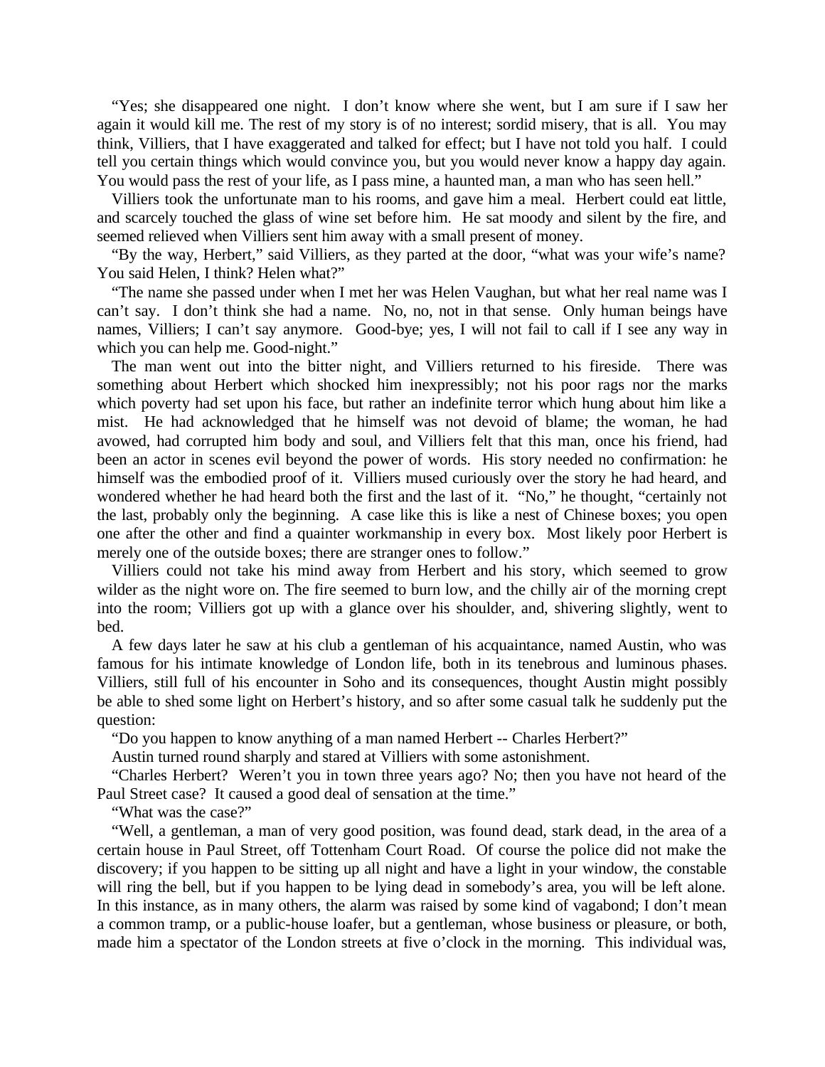"Yes; she disappeared one night. I don't know where she went, but I am sure if I saw her again it would kill me. The rest of my story is of no interest; sordid misery, that is all. You may think, Villiers, that I have exaggerated and talked for effect; but I have not told you half. I could tell you certain things which would convince you, but you would never know a happy day again. You would pass the rest of your life, as I pass mine, a haunted man, a man who has seen hell."

Villiers took the unfortunate man to his rooms, and gave him a meal. Herbert could eat little, and scarcely touched the glass of wine set before him. He sat moody and silent by the fire, and seemed relieved when Villiers sent him away with a small present of money.

"By the way, Herbert," said Villiers, as they parted at the door, "what was your wife's name? You said Helen, I think? Helen what?"

"The name she passed under when I met her was Helen Vaughan, but what her real name was I can't say. I don't think she had a name. No, no, not in that sense. Only human beings have names, Villiers; I can't say anymore. Good-bye; yes, I will not fail to call if I see any way in which you can help me. Good-night."

The man went out into the bitter night, and Villiers returned to his fireside. There was something about Herbert which shocked him inexpressibly; not his poor rags nor the marks which poverty had set upon his face, but rather an indefinite terror which hung about him like a mist. He had acknowledged that he himself was not devoid of blame; the woman, he had avowed, had corrupted him body and soul, and Villiers felt that this man, once his friend, had been an actor in scenes evil beyond the power of words. His story needed no confirmation: he himself was the embodied proof of it. Villiers mused curiously over the story he had heard, and wondered whether he had heard both the first and the last of it. "No," he thought, "certainly not the last, probably only the beginning. A case like this is like a nest of Chinese boxes; you open one after the other and find a quainter workmanship in every box. Most likely poor Herbert is merely one of the outside boxes; there are stranger ones to follow."

Villiers could not take his mind away from Herbert and his story, which seemed to grow wilder as the night wore on. The fire seemed to burn low, and the chilly air of the morning crept into the room; Villiers got up with a glance over his shoulder, and, shivering slightly, went to bed.

A few days later he saw at his club a gentleman of his acquaintance, named Austin, who was famous for his intimate knowledge of London life, both in its tenebrous and luminous phases. Villiers, still full of his encounter in Soho and its consequences, thought Austin might possibly be able to shed some light on Herbert's history, and so after some casual talk he suddenly put the question:

"Do you happen to know anything of a man named Herbert -- Charles Herbert?"

Austin turned round sharply and stared at Villiers with some astonishment.

"Charles Herbert? Weren't you in town three years ago? No; then you have not heard of the Paul Street case? It caused a good deal of sensation at the time."

"What was the case?"

"Well, a gentleman, a man of very good position, was found dead, stark dead, in the area of a certain house in Paul Street, off Tottenham Court Road. Of course the police did not make the discovery; if you happen to be sitting up all night and have a light in your window, the constable will ring the bell, but if you happen to be lying dead in somebody's area, you will be left alone. In this instance, as in many others, the alarm was raised by some kind of vagabond; I don't mean a common tramp, or a public-house loafer, but a gentleman, whose business or pleasure, or both, made him a spectator of the London streets at five o'clock in the morning. This individual was,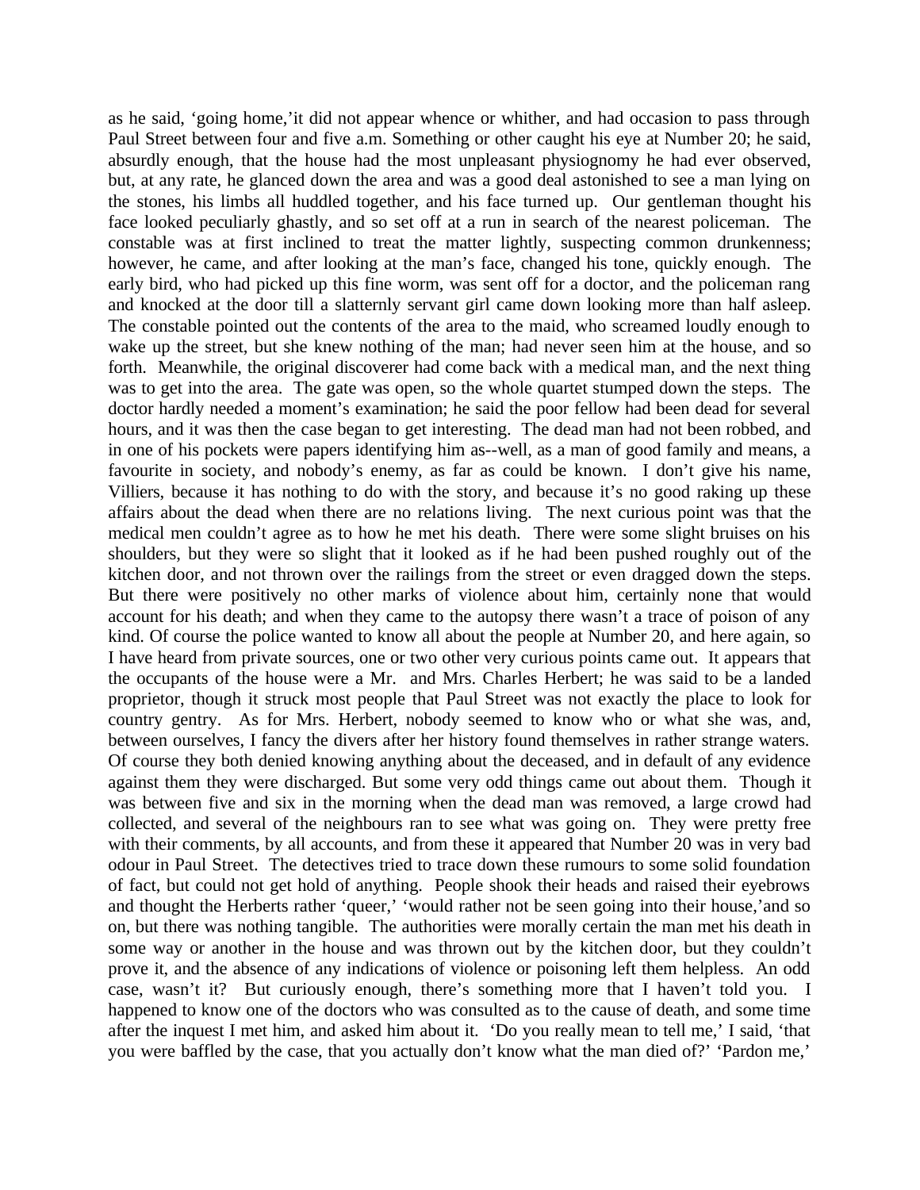as he said, 'going home,'it did not appear whence or whither, and had occasion to pass through Paul Street between four and five a.m. Something or other caught his eye at Number 20; he said, absurdly enough, that the house had the most unpleasant physiognomy he had ever observed, but, at any rate, he glanced down the area and was a good deal astonished to see a man lying on the stones, his limbs all huddled together, and his face turned up. Our gentleman thought his face looked peculiarly ghastly, and so set off at a run in search of the nearest policeman. The constable was at first inclined to treat the matter lightly, suspecting common drunkenness; however, he came, and after looking at the man's face, changed his tone, quickly enough. The early bird, who had picked up this fine worm, was sent off for a doctor, and the policeman rang and knocked at the door till a slatternly servant girl came down looking more than half asleep. The constable pointed out the contents of the area to the maid, who screamed loudly enough to wake up the street, but she knew nothing of the man; had never seen him at the house, and so forth. Meanwhile, the original discoverer had come back with a medical man, and the next thing was to get into the area. The gate was open, so the whole quartet stumped down the steps. The doctor hardly needed a moment's examination; he said the poor fellow had been dead for several hours, and it was then the case began to get interesting. The dead man had not been robbed, and in one of his pockets were papers identifying him as--well, as a man of good family and means, a favourite in society, and nobody's enemy, as far as could be known. I don't give his name, Villiers, because it has nothing to do with the story, and because it's no good raking up these affairs about the dead when there are no relations living. The next curious point was that the medical men couldn't agree as to how he met his death. There were some slight bruises on his shoulders, but they were so slight that it looked as if he had been pushed roughly out of the kitchen door, and not thrown over the railings from the street or even dragged down the steps. But there were positively no other marks of violence about him, certainly none that would account for his death; and when they came to the autopsy there wasn't a trace of poison of any kind. Of course the police wanted to know all about the people at Number 20, and here again, so I have heard from private sources, one or two other very curious points came out. It appears that the occupants of the house were a Mr. and Mrs. Charles Herbert; he was said to be a landed proprietor, though it struck most people that Paul Street was not exactly the place to look for country gentry. As for Mrs. Herbert, nobody seemed to know who or what she was, and, between ourselves, I fancy the divers after her history found themselves in rather strange waters. Of course they both denied knowing anything about the deceased, and in default of any evidence against them they were discharged. But some very odd things came out about them. Though it was between five and six in the morning when the dead man was removed, a large crowd had collected, and several of the neighbours ran to see what was going on. They were pretty free with their comments, by all accounts, and from these it appeared that Number 20 was in very bad odour in Paul Street. The detectives tried to trace down these rumours to some solid foundation of fact, but could not get hold of anything. People shook their heads and raised their eyebrows and thought the Herberts rather 'queer,' 'would rather not be seen going into their house,'and so on, but there was nothing tangible. The authorities were morally certain the man met his death in some way or another in the house and was thrown out by the kitchen door, but they couldn't prove it, and the absence of any indications of violence or poisoning left them helpless. An odd case, wasn't it? But curiously enough, there's something more that I haven't told you. I happened to know one of the doctors who was consulted as to the cause of death, and some time after the inquest I met him, and asked him about it. 'Do you really mean to tell me,' I said, 'that you were baffled by the case, that you actually don't know what the man died of?' 'Pardon me,'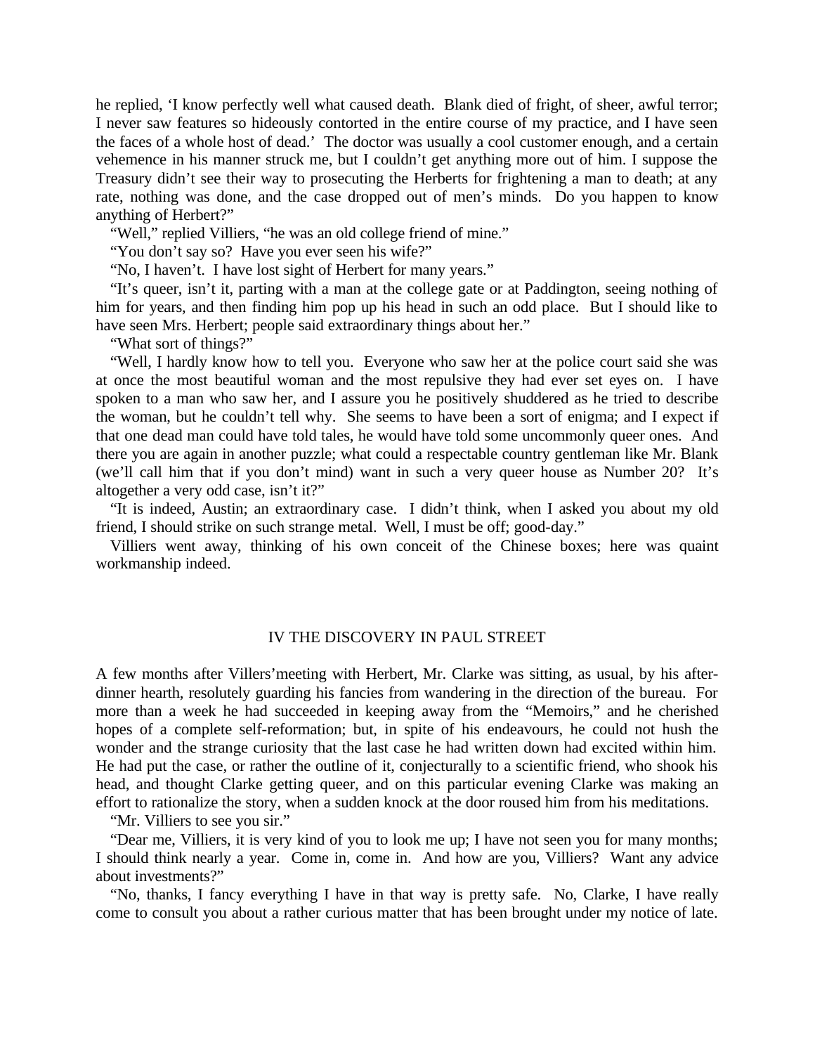he replied, 'I know perfectly well what caused death. Blank died of fright, of sheer, awful terror; I never saw features so hideously contorted in the entire course of my practice, and I have seen the faces of a whole host of dead.' The doctor was usually a cool customer enough, and a certain vehemence in his manner struck me, but I couldn't get anything more out of him. I suppose the Treasury didn't see their way to prosecuting the Herberts for frightening a man to death; at any rate, nothing was done, and the case dropped out of men's minds. Do you happen to know anything of Herbert?"

"Well," replied Villiers, "he was an old college friend of mine."

"You don't say so? Have you ever seen his wife?"

"No, I haven't. I have lost sight of Herbert for many years."

"It's queer, isn't it, parting with a man at the college gate or at Paddington, seeing nothing of him for years, and then finding him pop up his head in such an odd place. But I should like to have seen Mrs. Herbert; people said extraordinary things about her."

"What sort of things?"

"Well, I hardly know how to tell you. Everyone who saw her at the police court said she was at once the most beautiful woman and the most repulsive they had ever set eyes on. I have spoken to a man who saw her, and I assure you he positively shuddered as he tried to describe the woman, but he couldn't tell why. She seems to have been a sort of enigma; and I expect if that one dead man could have told tales, he would have told some uncommonly queer ones. And there you are again in another puzzle; what could a respectable country gentleman like Mr. Blank (we'll call him that if you don't mind) want in such a very queer house as Number 20? It's altogether a very odd case, isn't it?"

"It is indeed, Austin; an extraordinary case. I didn't think, when I asked you about my old friend, I should strike on such strange metal. Well, I must be off; good-day."

Villiers went away, thinking of his own conceit of the Chinese boxes; here was quaint workmanship indeed.

## IV THE DISCOVERY IN PAUL STREET

A few months after Villers'meeting with Herbert, Mr. Clarke was sitting, as usual, by his after-dinner hearth, resolutely guarding his fancies from wandering in the direction of the bureau. For more than a week he had succeeded in keeping away from the "Memoirs," and he cherished hopes of a complete self-reformation; but, in spite of his endeavours, he could not hush the wonder and the strange curiosity that the last case he had written down had excited within him. He had put the case, or rather the outline of it, conjecturally to a scientific friend, who shook his head, and thought Clarke getting queer, and on this particular evening Clarke was making an effort to rationalize the story, when a sudden knock at the door roused him from his meditations.

"Mr. Villiers to see you sir."

"Dear me, Villiers, it is very kind of you to look me up; I have not seen you for many months; I should think nearly a year. Come in, come in. And how are you, Villiers? Want any advice about investments?"

"No, thanks, I fancy everything I have in that way is pretty safe. No, Clarke, I have really come to consult you about a rather curious matter that has been brought under my notice of late.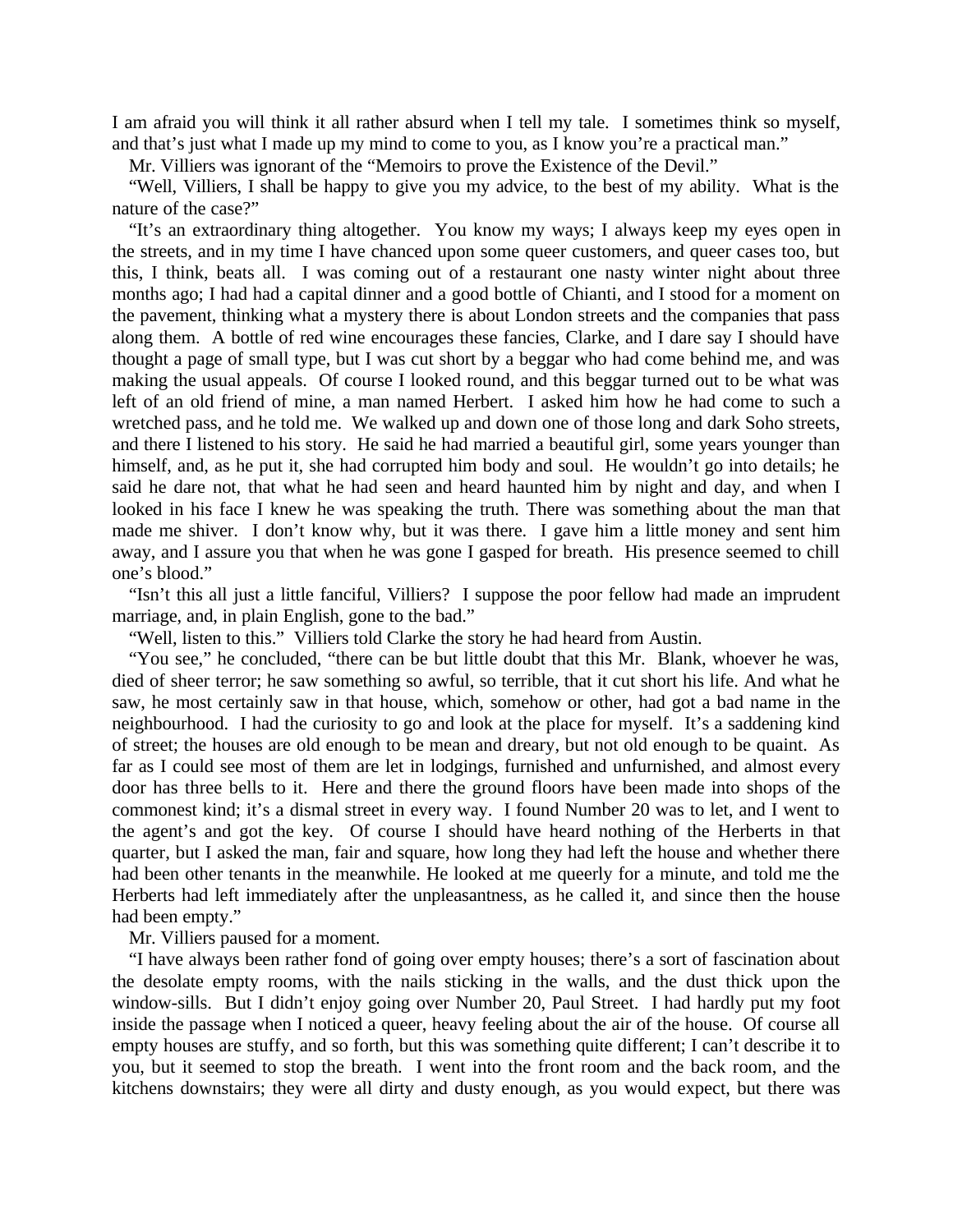I am afraid you will think it all rather absurd when I tell my tale. I sometimes think so myself, and that's just what I made up my mind to come to you, as I know you're a practical man."

Mr. Villiers was ignorant of the "Memoirs to prove the Existence of the Devil."

"Well, Villiers, I shall be happy to give you my advice, to the best of my ability. What is the nature of the case?"

"It's an extraordinary thing altogether. You know my ways; I always keep my eyes open in the streets, and in my time I have chanced upon some queer customers, and queer cases too, but this, I think, beats all. I was coming out of a restaurant one nasty winter night about three months ago; I had had a capital dinner and a good bottle of Chianti, and I stood for a moment on the pavement, thinking what a mystery there is about London streets and the companies that pass along them. A bottle of red wine encourages these fancies, Clarke, and I dare say I should have thought a page of small type, but I was cut short by a beggar who had come behind me, and was making the usual appeals. Of course I looked round, and this beggar turned out to be what was left of an old friend of mine, a man named Herbert. I asked him how he had come to such a wretched pass, and he told me. We walked up and down one of those long and dark Soho streets, and there I listened to his story. He said he had married a beautiful girl, some years younger than himself, and, as he put it, she had corrupted him body and soul. He wouldn't go into details; he said he dare not, that what he had seen and heard haunted him by night and day, and when I looked in his face I knew he was speaking the truth. There was something about the man that made me shiver. I don't know why, but it was there. I gave him a little money and sent him away, and I assure you that when he was gone I gasped for breath. His presence seemed to chill one's blood."

"Isn't this all just a little fanciful, Villiers? I suppose the poor fellow had made an imprudent marriage, and, in plain English, gone to the bad."

"Well, listen to this." Villiers told Clarke the story he had heard from Austin.

"You see," he concluded, "there can be but little doubt that this Mr. Blank, whoever he was, died of sheer terror; he saw something so awful, so terrible, that it cut short his life. And what he saw, he most certainly saw in that house, which, somehow or other, had got a bad name in the neighbourhood. I had the curiosity to go and look at the place for myself. It's a saddening kind of street; the houses are old enough to be mean and dreary, but not old enough to be quaint. As far as I could see most of them are let in lodgings, furnished and unfurnished, and almost every door has three bells to it. Here and there the ground floors have been made into shops of the commonest kind; it's a dismal street in every way. I found Number 20 was to let, and I went to the agent's and got the key. Of course I should have heard nothing of the Herberts in that quarter, but I asked the man, fair and square, how long they had left the house and whether there had been other tenants in the meanwhile. He looked at me queerly for a minute, and told me the Herberts had left immediately after the unpleasantness, as he called it, and since then the house had been empty."

Mr. Villiers paused for a moment.

"I have always been rather fond of going over empty houses; there's a sort of fascination about the desolate empty rooms, with the nails sticking in the walls, and the dust thick upon the window-sills. But I didn't enjoy going over Number 20, Paul Street. I had hardly put my foot inside the passage when I noticed a queer, heavy feeling about the air of the house. Of course all empty houses are stuffy, and so forth, but this was something quite different; I can't describe it to you, but it seemed to stop the breath. I went into the front room and the back room, and the kitchens downstairs; they were all dirty and dusty enough, as you would expect, but there was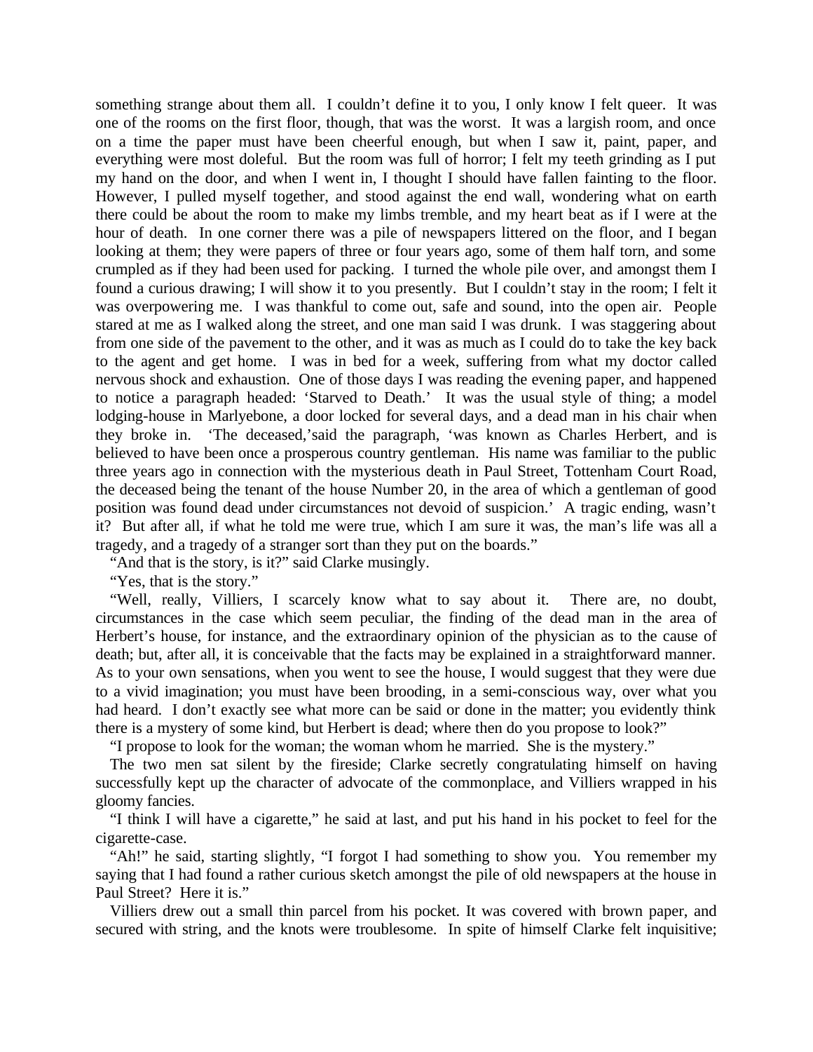something strange about them all. I couldn't define it to you, I only know I felt queer. It was one of the rooms on the first floor, though, that was the worst. It was a largish room, and once on a time the paper must have been cheerful enough, but when I saw it, paint, paper, and everything were most doleful. But the room was full of horror; I felt my teeth grinding as I put my hand on the door, and when I went in, I thought I should have fallen fainting to the floor. However, I pulled myself together, and stood against the end wall, wondering what on earth there could be about the room to make my limbs tremble, and my heart beat as if I were at the hour of death. In one corner there was a pile of newspapers littered on the floor, and I began looking at them; they were papers of three or four years ago, some of them half torn, and some crumpled as if they had been used for packing. I turned the whole pile over, and amongst them I found a curious drawing; I will show it to you presently. But I couldn't stay in the room; I felt it was overpowering me. I was thankful to come out, safe and sound, into the open air. People stared at me as I walked along the street, and one man said I was drunk. I was staggering about from one side of the pavement to the other, and it was as much as I could do to take the key back to the agent and get home. I was in bed for a week, suffering from what my doctor called nervous shock and exhaustion. One of those days I was reading the evening paper, and happened to notice a paragraph headed: 'Starved to Death.' It was the usual style of thing; a model lodging-house in Marlyebone, a door locked for several days, and a dead man in his chair when they broke in. 'The deceased,'said the paragraph, 'was known as Charles Herbert, and is believed to have been once a prosperous country gentleman. His name was familiar to the public three years ago in connection with the mysterious death in Paul Street, Tottenham Court Road, the deceased being the tenant of the house Number 20, in the area of which a gentleman of good position was found dead under circumstances not devoid of suspicion.' A tragic ending, wasn't it? But after all, if what he told me were true, which I am sure it was, the man's life was all a tragedy, and a tragedy of a stranger sort than they put on the boards."

"And that is the story, is it?" said Clarke musingly.

"Yes, that is the story."

"Well, really, Villiers, I scarcely know what to say about it. There are, no doubt, circumstances in the case which seem peculiar, the finding of the dead man in the area of Herbert's house, for instance, and the extraordinary opinion of the physician as to the cause of death; but, after all, it is conceivable that the facts may be explained in a straightforward manner. As to your own sensations, when you went to see the house, I would suggest that they were due to a vivid imagination; you must have been brooding, in a semi-conscious way, over what you had heard. I don't exactly see what more can be said or done in the matter; you evidently think there is a mystery of some kind, but Herbert is dead; where then do you propose to look?"

"I propose to look for the woman; the woman whom he married. She is the mystery."

The two men sat silent by the fireside; Clarke secretly congratulating himself on having successfully kept up the character of advocate of the commonplace, and Villiers wrapped in his gloomy fancies.

"I think I will have a cigarette," he said at last, and put his hand in his pocket to feel for the cigarette-case.

"Ah!" he said, starting slightly, "I forgot I had something to show you. You remember my saying that I had found a rather curious sketch amongst the pile of old newspapers at the house in Paul Street? Here it is."

Villiers drew out a small thin parcel from his pocket. It was covered with brown paper, and secured with string, and the knots were troublesome. In spite of himself Clarke felt inquisitive;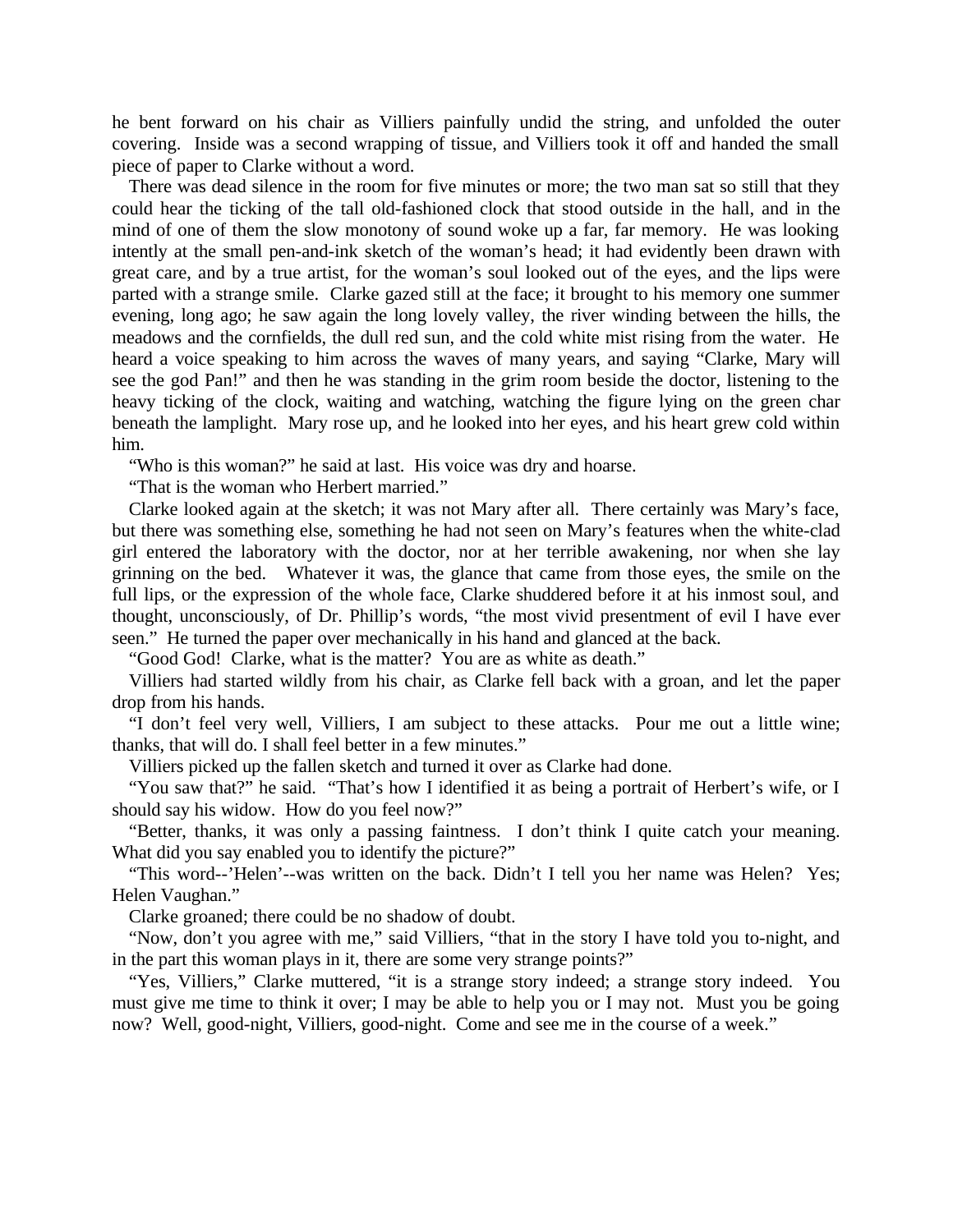he bent forward on his chair as Villiers painfully undid the string, and unfolded the outer covering. Inside was a second wrapping of tissue, and Villiers took it off and handed the small piece of paper to Clarke without a word.

There was dead silence in the room for five minutes or more; the two man sat so still that they could hear the ticking of the tall old-fashioned clock that stood outside in the hall, and in the mind of one of them the slow monotony of sound woke up a far, far memory. He was looking intently at the small pen-and-ink sketch of the woman's head; it had evidently been drawn with great care, and by a true artist, for the woman's soul looked out of the eyes, and the lips were parted with a strange smile. Clarke gazed still at the face; it brought to his memory one summer evening, long ago; he saw again the long lovely valley, the river winding between the hills, the meadows and the cornfields, the dull red sun, and the cold white mist rising from the water. He heard a voice speaking to him across the waves of many years, and saying "Clarke, Mary will see the god Pan!" and then he was standing in the grim room beside the doctor, listening to the heavy ticking of the clock, waiting and watching, watching the figure lying on the green char beneath the lamplight. Mary rose up, and he looked into her eyes, and his heart grew cold within him.

"Who is this woman?" he said at last. His voice was dry and hoarse.

"That is the woman who Herbert married."

Clarke looked again at the sketch; it was not Mary after all. There certainly was Mary's face, but there was something else, something he had not seen on Mary's features when the white-clad girl entered the laboratory with the doctor, nor at her terrible awakening, nor when she lay grinning on the bed. Whatever it was, the glance that came from those eyes, the smile on the full lips, or the expression of the whole face, Clarke shuddered before it at his inmost soul, and thought, unconsciously, of Dr. Phillip's words, "the most vivid presentment of evil I have ever seen." He turned the paper over mechanically in his hand and glanced at the back.

"Good God! Clarke, what is the matter? You are as white as death."

Villiers had started wildly from his chair, as Clarke fell back with a groan, and let the paper drop from his hands.

"I don't feel very well, Villiers, I am subject to these attacks. Pour me out a little wine; thanks, that will do. I shall feel better in a few minutes."

Villiers picked up the fallen sketch and turned it over as Clarke had done.

"You saw that?" he said. "That's how I identified it as being a portrait of Herbert's wife, or I should say his widow. How do you feel now?"

"Better, thanks, it was only a passing faintness. I don't think I quite catch your meaning. What did you say enabled you to identify the picture?"

"This word--'Helen'--was written on the back. Didn't I tell you her name was Helen? Yes; Helen Vaughan."

Clarke groaned; there could be no shadow of doubt.

"Now, don't you agree with me," said Villiers, "that in the story I have told you to-night, and in the part this woman plays in it, there are some very strange points?"

"Yes, Villiers," Clarke muttered, "it is a strange story indeed; a strange story indeed. You must give me time to think it over; I may be able to help you or I may not. Must you be going now? Well, good-night, Villiers, good-night. Come and see me in the course of a week."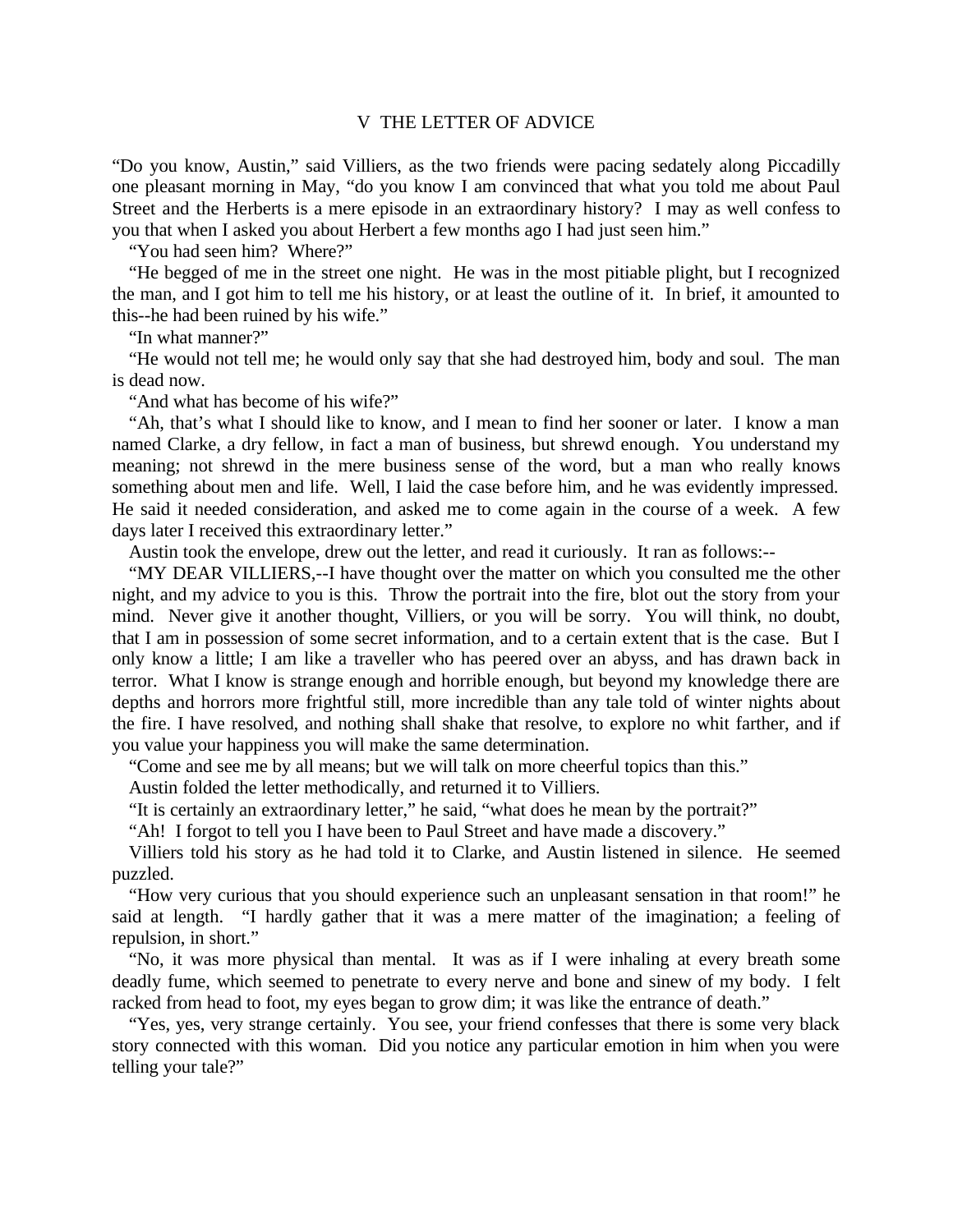## V THE LETTER OF ADVICE

"Do you know, Austin," said Villiers, as the two friends were pacing sedately along Piccadilly one pleasant morning in May, "do you know I am convinced that what you told me about Paul Street and the Herberts is a mere episode in an extraordinary history? I may as well confess to you that when I asked you about Herbert a few months ago I had just seen him."

"You had seen him? Where?"

"He begged of me in the street one night. He was in the most pitiable plight, but I recognized the man, and I got him to tell me his history, or at least the outline of it. In brief, it amounted to this--he had been ruined by his wife."

"In what manner?"

"He would not tell me; he would only say that she had destroyed him, body and soul. The man is dead now.

"And what has become of his wife?"

"Ah, that's what I should like to know, and I mean to find her sooner or later. I know a man named Clarke, a dry fellow, in fact a man of business, but shrewd enough. You understand my meaning; not shrewd in the mere business sense of the word, but a man who really knows something about men and life. Well, I laid the case before him, and he was evidently impressed. He said it needed consideration, and asked me to come again in the course of a week. A few days later I received this extraordinary letter."

Austin took the envelope, drew out the letter, and read it curiously. It ran as follows:--

"MY DEAR VILLIERS,--I have thought over the matter on which you consulted me the other night, and my advice to you is this. Throw the portrait into the fire, blot out the story from your mind. Never give it another thought, Villiers, or you will be sorry. You will think, no doubt, that I am in possession of some secret information, and to a certain extent that is the case. But I only know a little; I am like a traveller who has peered over an abyss, and has drawn back in terror. What I know is strange enough and horrible enough, but beyond my knowledge there are depths and horrors more frightful still, more incredible than any tale told of winter nights about the fire. I have resolved, and nothing shall shake that resolve, to explore no whit farther, and if you value your happiness you will make the same determination.

"Come and see me by all means; but we will talk on more cheerful topics than this."

Austin folded the letter methodically, and returned it to Villiers.

"It is certainly an extraordinary letter," he said, "what does he mean by the portrait?"

"Ah! I forgot to tell you I have been to Paul Street and have made a discovery."

Villiers told his story as he had told it to Clarke, and Austin listened in silence. He seemed puzzled.

"How very curious that you should experience such an unpleasant sensation in that room!" he said at length. "I hardly gather that it was a mere matter of the imagination; a feeling of repulsion, in short."

"No, it was more physical than mental. It was as if I were inhaling at every breath some deadly fume, which seemed to penetrate to every nerve and bone and sinew of my body. I felt racked from head to foot, my eyes began to grow dim; it was like the entrance of death."

"Yes, yes, very strange certainly. You see, your friend confesses that there is some very black story connected with this woman. Did you notice any particular emotion in him when you were telling your tale?"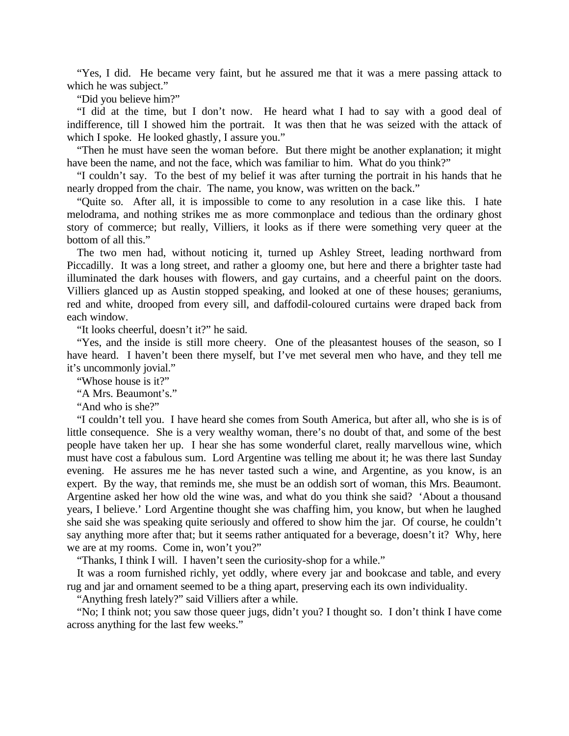"Yes, I did. He became very faint, but he assured me that it was a mere passing attack to which he was subject."

"Did you believe him?"

"I did at the time, but I don't now. He heard what I had to say with a good deal of indifference, till I showed him the portrait. It was then that he was seized with the attack of which I spoke. He looked ghastly, I assure you."

"Then he must have seen the woman before. But there might be another explanation; it might have been the name, and not the face, which was familiar to him. What do you think?"

"I couldn't say. To the best of my belief it was after turning the portrait in his hands that he nearly dropped from the chair. The name, you know, was written on the back."

"Quite so. After all, it is impossible to come to any resolution in a case like this. I hate melodrama, and nothing strikes me as more commonplace and tedious than the ordinary ghost story of commerce; but really, Villiers, it looks as if there were something very queer at the bottom of all this."

The two men had, without noticing it, turned up Ashley Street, leading northward from Piccadilly. It was a long street, and rather a gloomy one, but here and there a brighter taste had illuminated the dark houses with flowers, and gay curtains, and a cheerful paint on the doors. Villiers glanced up as Austin stopped speaking, and looked at one of these houses; geraniums, red and white, drooped from every sill, and daffodil-coloured curtains were draped back from each window.

"It looks cheerful, doesn't it?" he said.

"Yes, and the inside is still more cheery. One of the pleasantest houses of the season, so I have heard. I haven't been there myself, but I've met several men who have, and they tell me it's uncommonly jovial."

"Whose house is it?"

"A Mrs. Beaumont's."

"And who is she?"

"I couldn't tell you. I have heard she comes from South America, but after all, who she is is of little consequence. She is a very wealthy woman, there's no doubt of that, and some of the best people have taken her up. I hear she has some wonderful claret, really marvellous wine, which must have cost a fabulous sum. Lord Argentine was telling me about it; he was there last Sunday evening. He assures me he has never tasted such a wine, and Argentine, as you know, is an expert. By the way, that reminds me, she must be an oddish sort of woman, this Mrs. Beaumont. Argentine asked her how old the wine was, and what do you think she said? 'About a thousand years, I believe.' Lord Argentine thought she was chaffing him, you know, but when he laughed she said she was speaking quite seriously and offered to show him the jar. Of course, he couldn't say anything more after that; but it seems rather antiquated for a beverage, doesn't it? Why, here we are at my rooms. Come in, won't you?"

"Thanks, I think I will. I haven't seen the curiosity-shop for a while."

It was a room furnished richly, yet oddly, where every jar and bookcase and table, and every rug and jar and ornament seemed to be a thing apart, preserving each its own individuality.

"Anything fresh lately?" said Villiers after a while.

"No; I think not; you saw those queer jugs, didn't you? I thought so. I don't think I have come across anything for the last few weeks."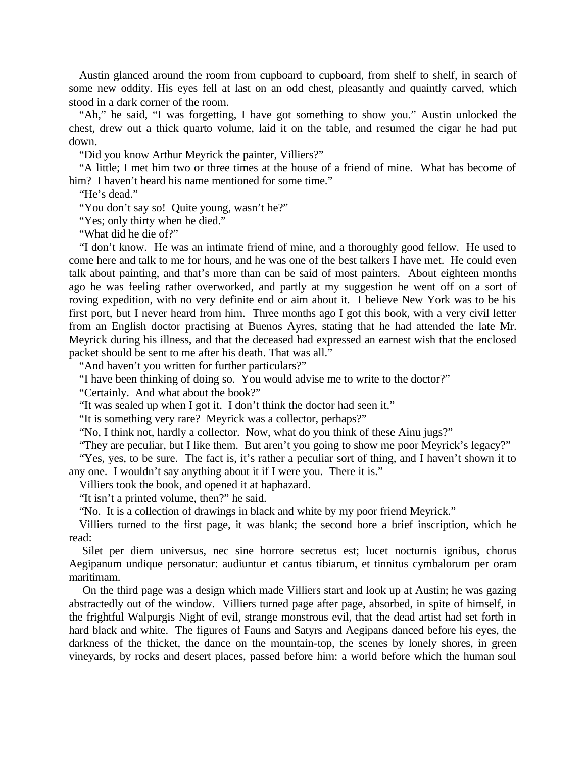Austin glanced around the room from cupboard to cupboard, from shelf to shelf, in search of some new oddity. His eyes fell at last on an odd chest, pleasantly and quaintly carved, which stood in a dark corner of the room.

"Ah," he said, "I was forgetting, I have got something to show you." Austin unlocked the chest, drew out a thick quarto volume, laid it on the table, and resumed the cigar he had put down.

"Did you know Arthur Meyrick the painter, Villiers?"

"A little; I met him two or three times at the house of a friend of mine. What has become of him? I haven't heard his name mentioned for some time."

"He's dead."

"You don't say so! Quite young, wasn't he?"

"Yes; only thirty when he died."

"What did he die of?"

"I don't know. He was an intimate friend of mine, and a thoroughly good fellow. He used to come here and talk to me for hours, and he was one of the best talkers I have met. He could even talk about painting, and that's more than can be said of most painters. About eighteen months ago he was feeling rather overworked, and partly at my suggestion he went off on a sort of roving expedition, with no very definite end or aim about it. I believe New York was to be his first port, but I never heard from him. Three months ago I got this book, with a very civil letter from an English doctor practising at Buenos Ayres, stating that he had attended the late Mr. Meyrick during his illness, and that the deceased had expressed an earnest wish that the enclosed packet should be sent to me after his death. That was all."

"And haven't you written for further particulars?"

"I have been thinking of doing so. You would advise me to write to the doctor?"

"Certainly. And what about the book?"

"It was sealed up when I got it. I don't think the doctor had seen it."

"It is something very rare? Meyrick was a collector, perhaps?"

"No, I think not, hardly a collector. Now, what do you think of these Ainu jugs?"

"They are peculiar, but I like them. But aren't you going to show me poor Meyrick's legacy?"

"Yes, yes, to be sure. The fact is, it's rather a peculiar sort of thing, and I haven't shown it to any one. I wouldn't say anything about it if I were you. There it is."

Villiers took the book, and opened it at haphazard.

"It isn't a printed volume, then?" he said.

"No. It is a collection of drawings in black and white by my poor friend Meyrick."

Villiers turned to the first page, it was blank; the second bore a brief inscription, which he read:

Silet per diem universus, nec sine horrore secretus est; lucet nocturnis ignibus, chorus Aegipanum undique personatur: audiuntur et cantus tibiarum, et tinnitus cymbalorum per oram maritimam.

On the third page was a design which made Villiers start and look up at Austin; he was gazing abstractedly out of the window. Villiers turned page after page, absorbed, in spite of himself, in the frightful Walpurgis Night of evil, strange monstrous evil, that the dead artist had set forth in hard black and white. The figures of Fauns and Satyrs and Aegipans danced before his eyes, the darkness of the thicket, the dance on the mountain-top, the scenes by lonely shores, in green vineyards, by rocks and desert places, passed before him: a world before which the human soul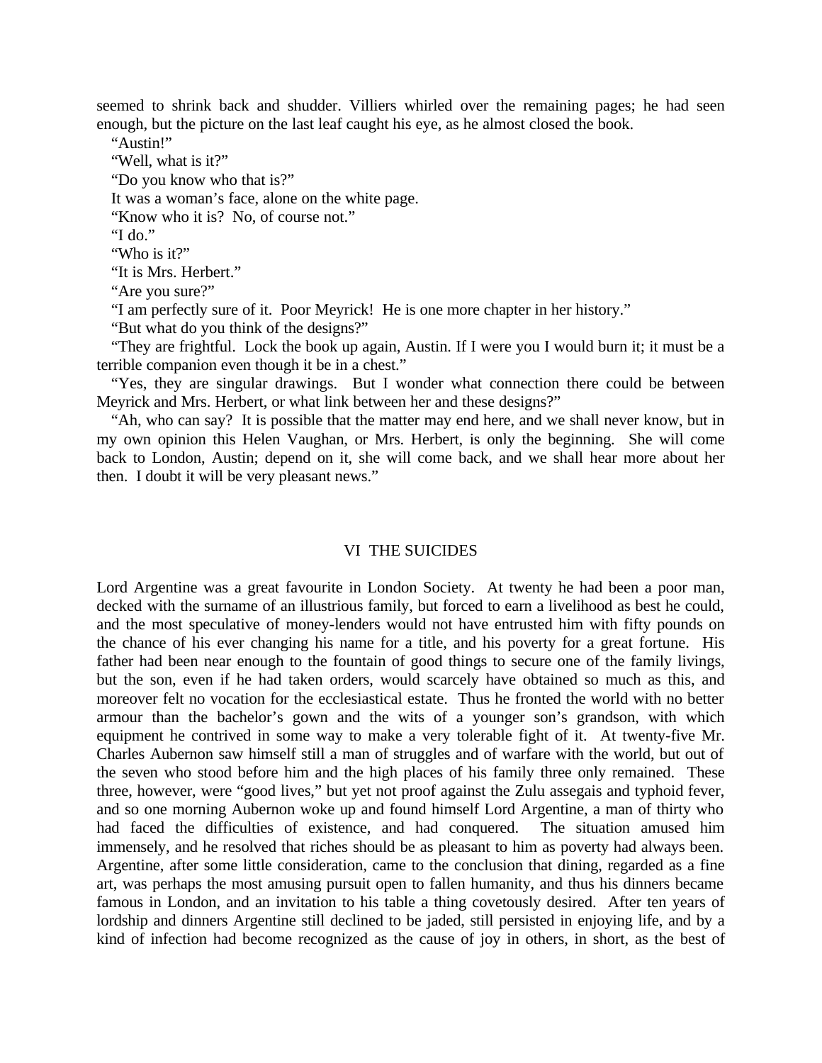seemed to shrink back and shudder. Villiers whirled over the remaining pages; he had seen enough, but the picture on the last leaf caught his eye, as he almost closed the book.

"Austin!"

"Well, what is it?"

"Do you know who that is?"

It was a woman's face, alone on the white page.

"Know who it is? No, of course not."

"I do."

"Who is it?"

"It is Mrs. Herbert."

"Are you sure?"

"I am perfectly sure of it. Poor Meyrick! He is one more chapter in her history."

"But what do you think of the designs?"

"They are frightful. Lock the book up again, Austin. If I were you I would burn it; it must be a terrible companion even though it be in a chest."

"Yes, they are singular drawings. But I wonder what connection there could be between Meyrick and Mrs. Herbert, or what link between her and these designs?"

"Ah, who can say? It is possible that the matter may end here, and we shall never know, but in my own opinion this Helen Vaughan, or Mrs. Herbert, is only the beginning. She will come back to London, Austin; depend on it, she will come back, and we shall hear more about her then. I doubt it will be very pleasant news."

## VI THE SUICIDES

Lord Argentine was a great favourite in London Society. At twenty he had been a poor man, decked with the surname of an illustrious family, but forced to earn a livelihood as best he could, and the most speculative of money-lenders would not have entrusted him with fifty pounds on the chance of his ever changing his name for a title, and his poverty for a great fortune. His father had been near enough to the fountain of good things to secure one of the family livings, but the son, even if he had taken orders, would scarcely have obtained so much as this, and moreover felt no vocation for the ecclesiastical estate. Thus he fronted the world with no better armour than the bachelor's gown and the wits of a younger son's grandson, with which equipment he contrived in some way to make a very tolerable fight of it. At twenty-five Mr. Charles Aubernon saw himself still a man of struggles and of warfare with the world, but out of the seven who stood before him and the high places of his family three only remained. These three, however, were "good lives," but yet not proof against the Zulu assegais and typhoid fever, and so one morning Aubernon woke up and found himself Lord Argentine, a man of thirty who had faced the difficulties of existence, and had conquered. The situation amused him immensely, and he resolved that riches should be as pleasant to him as poverty had always been. Argentine, after some little consideration, came to the conclusion that dining, regarded as a fine art, was perhaps the most amusing pursuit open to fallen humanity, and thus his dinners became famous in London, and an invitation to his table a thing covetously desired. After ten years of lordship and dinners Argentine still declined to be jaded, still persisted in enjoying life, and by a kind of infection had become recognized as the cause of joy in others, in short, as the best of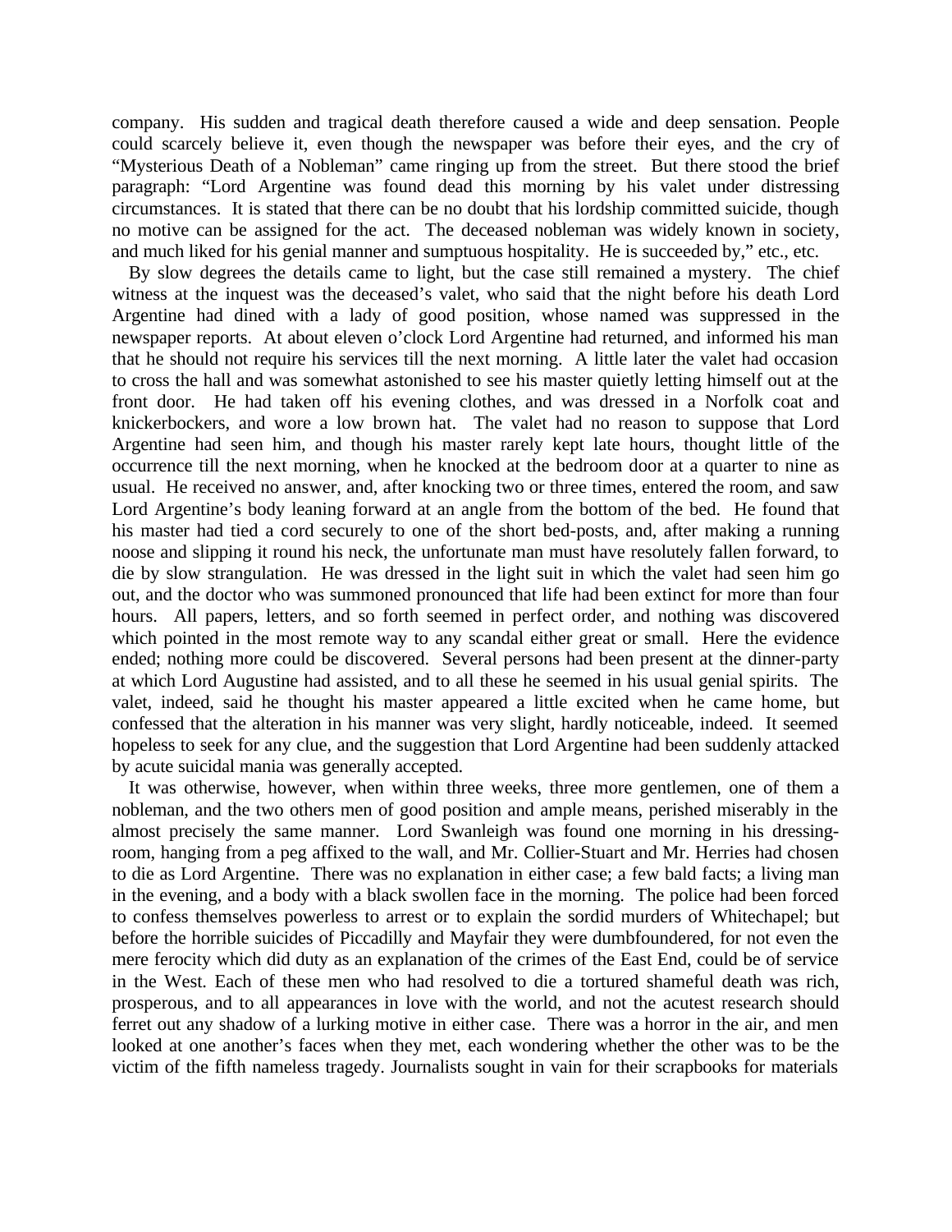company. His sudden and tragical death therefore caused a wide and deep sensation. People could scarcely believe it, even though the newspaper was before their eyes, and the cry of "Mysterious Death of a Nobleman" came ringing up from the street. But there stood the brief paragraph: "Lord Argentine was found dead this morning by his valet under distressing circumstances. It is stated that there can be no doubt that his lordship committed suicide, though no motive can be assigned for the act. The deceased nobleman was widely known in society, and much liked for his genial manner and sumptuous hospitality. He is succeeded by," etc., etc.

By slow degrees the details came to light, but the case still remained a mystery. The chief witness at the inquest was the deceased's valet, who said that the night before his death Lord Argentine had dined with a lady of good position, whose named was suppressed in the newspaper reports. At about eleven o'clock Lord Argentine had returned, and informed his man that he should not require his services till the next morning. A little later the valet had occasion to cross the hall and was somewhat astonished to see his master quietly letting himself out at the front door. He had taken off his evening clothes, and was dressed in a Norfolk coat and knickerbockers, and wore a low brown hat. The valet had no reason to suppose that Lord Argentine had seen him, and though his master rarely kept late hours, thought little of the occurrence till the next morning, when he knocked at the bedroom door at a quarter to nine as usual. He received no answer, and, after knocking two or three times, entered the room, and saw Lord Argentine's body leaning forward at an angle from the bottom of the bed. He found that his master had tied a cord securely to one of the short bed-posts, and, after making a running noose and slipping it round his neck, the unfortunate man must have resolutely fallen forward, to die by slow strangulation. He was dressed in the light suit in which the valet had seen him go out, and the doctor who was summoned pronounced that life had been extinct for more than four hours. All papers, letters, and so forth seemed in perfect order, and nothing was discovered which pointed in the most remote way to any scandal either great or small. Here the evidence ended; nothing more could be discovered. Several persons had been present at the dinner-party at which Lord Augustine had assisted, and to all these he seemed in his usual genial spirits. The valet, indeed, said he thought his master appeared a little excited when he came home, but confessed that the alteration in his manner was very slight, hardly noticeable, indeed. It seemed hopeless to seek for any clue, and the suggestion that Lord Argentine had been suddenly attacked by acute suicidal mania was generally accepted.

It was otherwise, however, when within three weeks, three more gentlemen, one of them a nobleman, and the two others men of good position and ample means, perished miserably in the almost precisely the same manner. Lord Swanleigh was found one morning in his dressing-room, hanging from a peg affixed to the wall, and Mr. Collier-Stuart and Mr. Herries had chosen to die as Lord Argentine. There was no explanation in either case; a few bald facts; a living man in the evening, and a body with a black swollen face in the morning. The police had been forced to confess themselves powerless to arrest or to explain the sordid murders of Whitechapel; but before the horrible suicides of Piccadilly and Mayfair they were dumbfoundered, for not even the mere ferocity which did duty as an explanation of the crimes of the East End, could be of service in the West. Each of these men who had resolved to die a tortured shameful death was rich, prosperous, and to all appearances in love with the world, and not the acutest research should ferret out any shadow of a lurking motive in either case. There was a horror in the air, and men looked at one another's faces when they met, each wondering whether the other was to be the victim of the fifth nameless tragedy. Journalists sought in vain for their scrapbooks for materials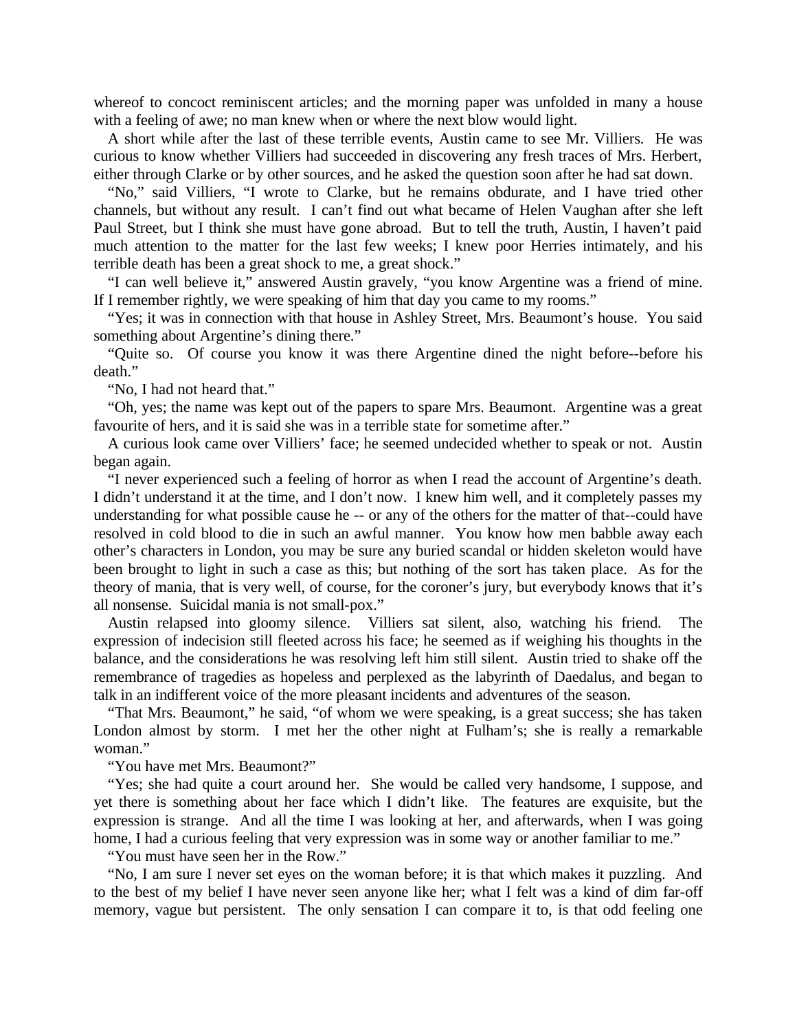whereof to concoct reminiscent articles; and the morning paper was unfolded in many a house with a feeling of awe; no man knew when or where the next blow would light.

A short while after the last of these terrible events, Austin came to see Mr. Villiers. He was curious to know whether Villiers had succeeded in discovering any fresh traces of Mrs. Herbert, either through Clarke or by other sources, and he asked the question soon after he had sat down.

"No," said Villiers, "I wrote to Clarke, but he remains obdurate, and I have tried other channels, but without any result. I can't find out what became of Helen Vaughan after she left Paul Street, but I think she must have gone abroad. But to tell the truth, Austin, I haven't paid much attention to the matter for the last few weeks; I knew poor Herries intimately, and his terrible death has been a great shock to me, a great shock."

"I can well believe it," answered Austin gravely, "you know Argentine was a friend of mine. If I remember rightly, we were speaking of him that day you came to my rooms."

"Yes; it was in connection with that house in Ashley Street, Mrs. Beaumont's house. You said something about Argentine's dining there."

"Quite so. Of course you know it was there Argentine dined the night before--before his death."

"No, I had not heard that."

"Oh, yes; the name was kept out of the papers to spare Mrs. Beaumont. Argentine was a great favourite of hers, and it is said she was in a terrible state for sometime after."

A curious look came over Villiers' face; he seemed undecided whether to speak or not. Austin began again.

"I never experienced such a feeling of horror as when I read the account of Argentine's death. I didn't understand it at the time, and I don't now. I knew him well, and it completely passes my understanding for what possible cause he -- or any of the others for the matter of that--could have resolved in cold blood to die in such an awful manner. You know how men babble away each other's characters in London, you may be sure any buried scandal or hidden skeleton would have been brought to light in such a case as this; but nothing of the sort has taken place. As for the theory of mania, that is very well, of course, for the coroner's jury, but everybody knows that it's all nonsense. Suicidal mania is not small-pox."

Austin relapsed into gloomy silence. Villiers sat silent, also, watching his friend. The expression of indecision still fleeted across his face; he seemed as if weighing his thoughts in the balance, and the considerations he was resolving left him still silent. Austin tried to shake off the remembrance of tragedies as hopeless and perplexed as the labyrinth of Daedalus, and began to talk in an indifferent voice of the more pleasant incidents and adventures of the season.

"That Mrs. Beaumont," he said, "of whom we were speaking, is a great success; she has taken London almost by storm. I met her the other night at Fulham's; she is really a remarkable woman."

"You have met Mrs. Beaumont?"

"Yes; she had quite a court around her. She would be called very handsome, I suppose, and yet there is something about her face which I didn't like. The features are exquisite, but the expression is strange. And all the time I was looking at her, and afterwards, when I was going home, I had a curious feeling that very expression was in some way or another familiar to me."

"You must have seen her in the Row."

"No, I am sure I never set eyes on the woman before; it is that which makes it puzzling. And to the best of my belief I have never seen anyone like her; what I felt was a kind of dim far-off memory, vague but persistent. The only sensation I can compare it to, is that odd feeling one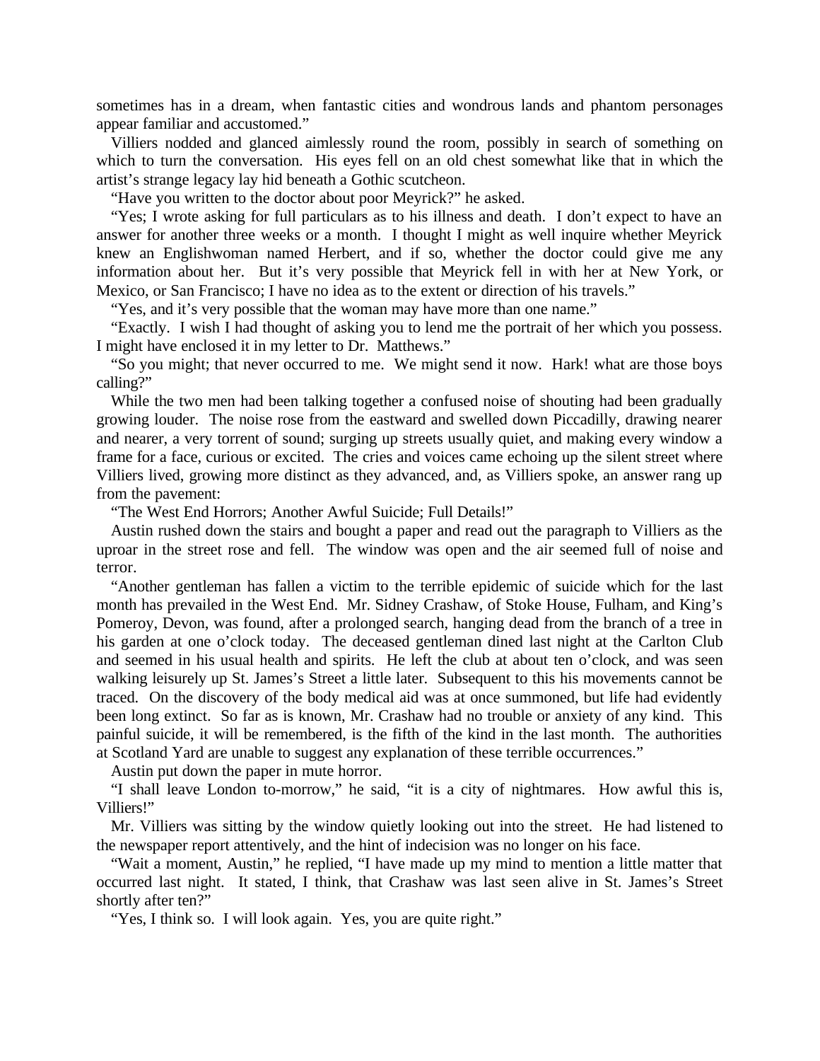sometimes has in a dream, when fantastic cities and wondrous lands and phantom personages appear familiar and accustomed."

Villiers nodded and glanced aimlessly round the room, possibly in search of something on which to turn the conversation. His eyes fell on an old chest somewhat like that in which the artist's strange legacy lay hid beneath a Gothic scutcheon.

"Have you written to the doctor about poor Meyrick?" he asked.

"Yes; I wrote asking for full particulars as to his illness and death. I don't expect to have an answer for another three weeks or a month. I thought I might as well inquire whether Meyrick knew an Englishwoman named Herbert, and if so, whether the doctor could give me any information about her. But it's very possible that Meyrick fell in with her at New York, or Mexico, or San Francisco; I have no idea as to the extent or direction of his travels."

"Yes, and it's very possible that the woman may have more than one name."

"Exactly. I wish I had thought of asking you to lend me the portrait of her which you possess. I might have enclosed it in my letter to Dr. Matthews."

"So you might; that never occurred to me. We might send it now. Hark! what are those boys calling?"

While the two men had been talking together a confused noise of shouting had been gradually growing louder. The noise rose from the eastward and swelled down Piccadilly, drawing nearer and nearer, a very torrent of sound; surging up streets usually quiet, and making every window a frame for a face, curious or excited. The cries and voices came echoing up the silent street where Villiers lived, growing more distinct as they advanced, and, as Villiers spoke, an answer rang up from the pavement:

"The West End Horrors; Another Awful Suicide; Full Details!"

Austin rushed down the stairs and bought a paper and read out the paragraph to Villiers as the uproar in the street rose and fell. The window was open and the air seemed full of noise and terror.

"Another gentleman has fallen a victim to the terrible epidemic of suicide which for the last month has prevailed in the West End. Mr. Sidney Crashaw, of Stoke House, Fulham, and King's Pomeroy, Devon, was found, after a prolonged search, hanging dead from the branch of a tree in his garden at one o'clock today. The deceased gentleman dined last night at the Carlton Club and seemed in his usual health and spirits. He left the club at about ten o'clock, and was seen walking leisurely up St. James's Street a little later. Subsequent to this his movements cannot be traced. On the discovery of the body medical aid was at once summoned, but life had evidently been long extinct. So far as is known, Mr. Crashaw had no trouble or anxiety of any kind. This painful suicide, it will be remembered, is the fifth of the kind in the last month. The authorities at Scotland Yard are unable to suggest any explanation of these terrible occurrences."

Austin put down the paper in mute horror.

"I shall leave London to-morrow," he said, "it is a city of nightmares. How awful this is, Villiers!"

Mr. Villiers was sitting by the window quietly looking out into the street. He had listened to the newspaper report attentively, and the hint of indecision was no longer on his face.

"Wait a moment, Austin," he replied, "I have made up my mind to mention a little matter that occurred last night. It stated, I think, that Crashaw was last seen alive in St. James's Street shortly after ten?"

"Yes, I think so. I will look again. Yes, you are quite right."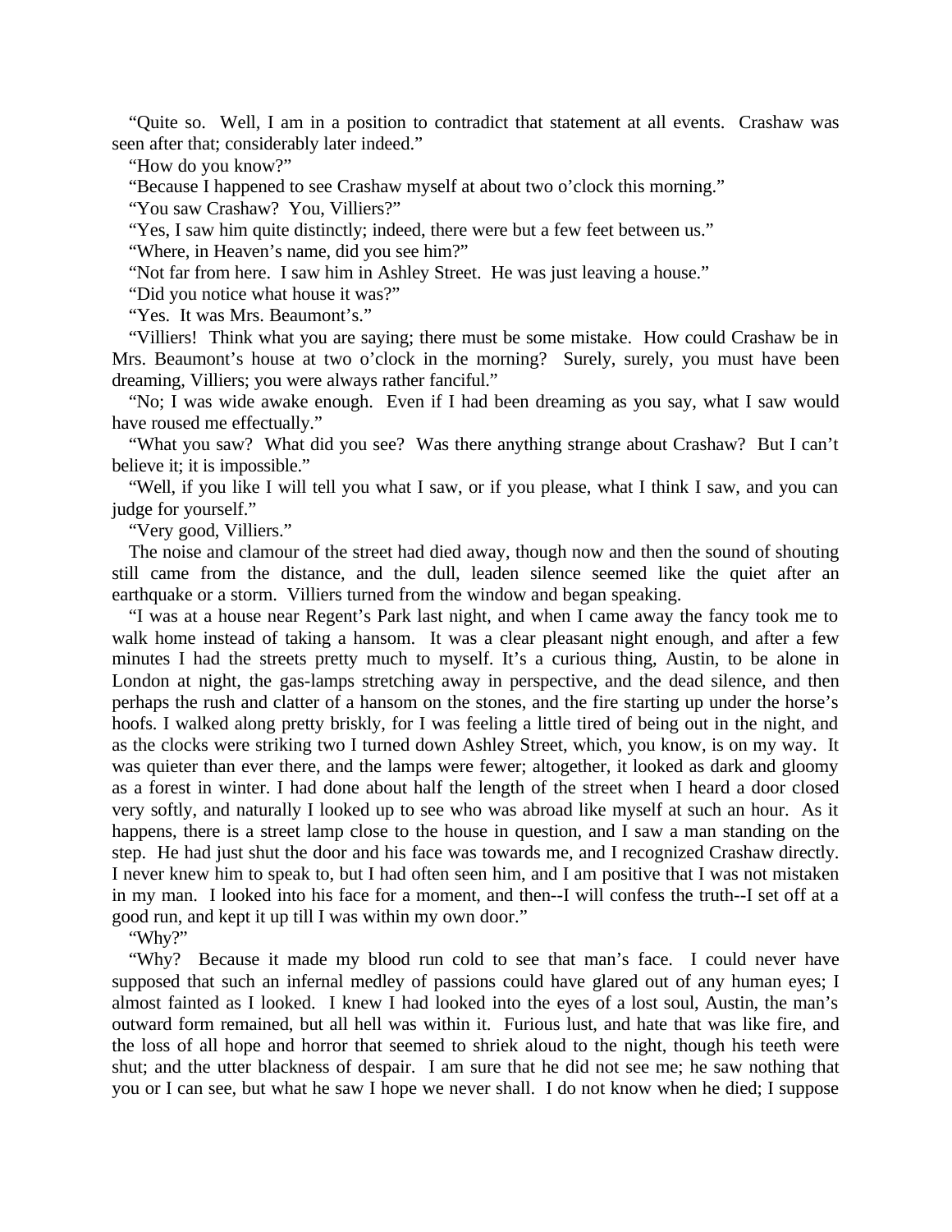"Quite so. Well, I am in a position to contradict that statement at all events. Crashaw was seen after that; considerably later indeed."

"How do you know?"

"Because I happened to see Crashaw myself at about two o'clock this morning."

"You saw Crashaw? You, Villiers?"

"Yes, I saw him quite distinctly; indeed, there were but a few feet between us."

"Where, in Heaven's name, did you see him?"

"Not far from here. I saw him in Ashley Street. He was just leaving a house."

"Did you notice what house it was?"

"Yes. It was Mrs. Beaumont's."

"Villiers! Think what you are saying; there must be some mistake. How could Crashaw be in Mrs. Beaumont's house at two o'clock in the morning? Surely, surely, you must have been dreaming, Villiers; you were always rather fanciful."

"No; I was wide awake enough. Even if I had been dreaming as you say, what I saw would have roused me effectually."

"What you saw? What did you see? Was there anything strange about Crashaw? But I can't believe it; it is impossible."

"Well, if you like I will tell you what I saw, or if you please, what I think I saw, and you can judge for yourself."

"Very good, Villiers."

The noise and clamour of the street had died away, though now and then the sound of shouting still came from the distance, and the dull, leaden silence seemed like the quiet after an earthquake or a storm. Villiers turned from the window and began speaking.

"I was at a house near Regent's Park last night, and when I came away the fancy took me to walk home instead of taking a hansom. It was a clear pleasant night enough, and after a few minutes I had the streets pretty much to myself. It's a curious thing, Austin, to be alone in London at night, the gas-lamps stretching away in perspective, and the dead silence, and then perhaps the rush and clatter of a hansom on the stones, and the fire starting up under the horse's hoofs. I walked along pretty briskly, for I was feeling a little tired of being out in the night, and as the clocks were striking two I turned down Ashley Street, which, you know, is on my way. It was quieter than ever there, and the lamps were fewer; altogether, it looked as dark and gloomy as a forest in winter. I had done about half the length of the street when I heard a door closed very softly, and naturally I looked up to see who was abroad like myself at such an hour. As it happens, there is a street lamp close to the house in question, and I saw a man standing on the step. He had just shut the door and his face was towards me, and I recognized Crashaw directly. I never knew him to speak to, but I had often seen him, and I am positive that I was not mistaken in my man. I looked into his face for a moment, and then--I will confess the truth--I set off at a good run, and kept it up till I was within my own door."

"Why?"

"Why? Because it made my blood run cold to see that man's face. I could never have supposed that such an infernal medley of passions could have glared out of any human eyes; I almost fainted as I looked. I knew I had looked into the eyes of a lost soul, Austin, the man's outward form remained, but all hell was within it. Furious lust, and hate that was like fire, and the loss of all hope and horror that seemed to shriek aloud to the night, though his teeth were shut; and the utter blackness of despair. I am sure that he did not see me; he saw nothing that you or I can see, but what he saw I hope we never shall. I do not know when he died; I suppose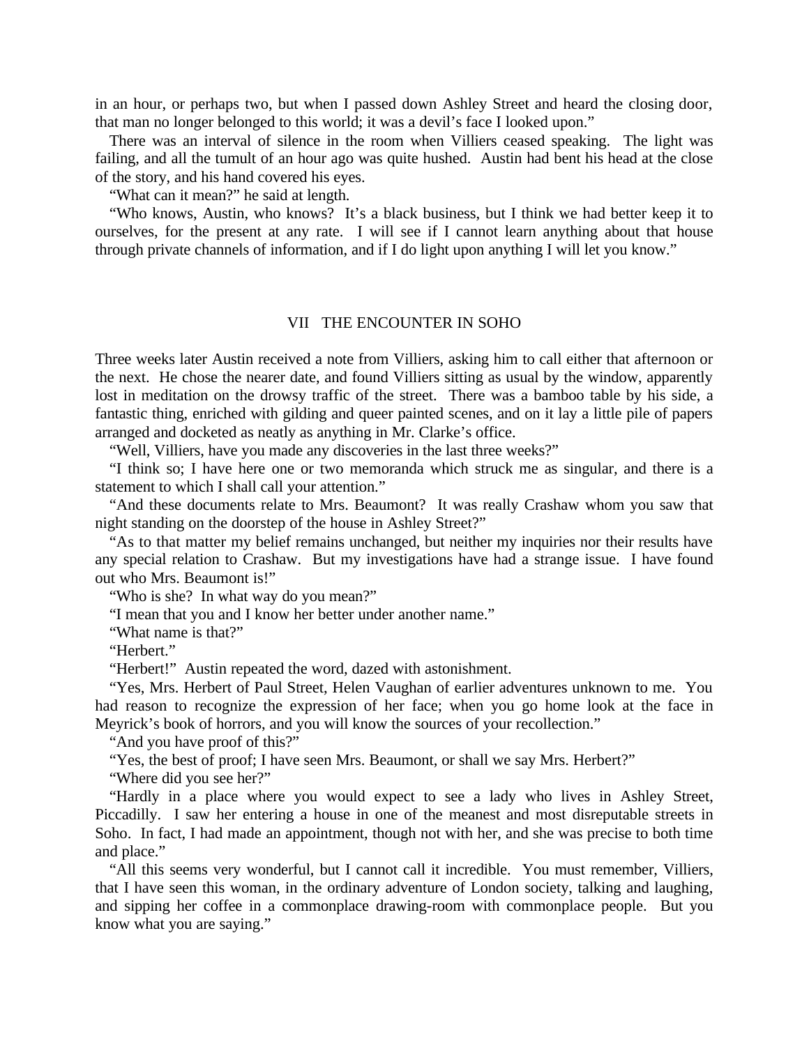in an hour, or perhaps two, but when I passed down Ashley Street and heard the closing door, that man no longer belonged to this world; it was a devil's face I looked upon."

There was an interval of silence in the room when Villiers ceased speaking. The light was failing, and all the tumult of an hour ago was quite hushed. Austin had bent his head at the close of the story, and his hand covered his eyes.

"What can it mean?" he said at length.

"Who knows, Austin, who knows? It's a black business, but I think we had better keep it to ourselves, for the present at any rate. I will see if I cannot learn anything about that house through private channels of information, and if I do light upon anything I will let you know."

## VII THE ENCOUNTER IN SOHO

Three weeks later Austin received a note from Villiers, asking him to call either that afternoon or the next. He chose the nearer date, and found Villiers sitting as usual by the window, apparently lost in meditation on the drowsy traffic of the street. There was a bamboo table by his side, a fantastic thing, enriched with gilding and queer painted scenes, and on it lay a little pile of papers arranged and docketed as neatly as anything in Mr. Clarke's office.

"Well, Villiers, have you made any discoveries in the last three weeks?"

"I think so; I have here one or two memoranda which struck me as singular, and there is a statement to which I shall call your attention."

"And these documents relate to Mrs. Beaumont? It was really Crashaw whom you saw that night standing on the doorstep of the house in Ashley Street?"

"As to that matter my belief remains unchanged, but neither my inquiries nor their results have any special relation to Crashaw. But my investigations have had a strange issue. I have found out who Mrs. Beaumont is!"

"Who is she? In what way do you mean?"

"I mean that you and I know her better under another name."

"What name is that?"

"Herbert."

"Herbert!" Austin repeated the word, dazed with astonishment.

"Yes, Mrs. Herbert of Paul Street, Helen Vaughan of earlier adventures unknown to me. You had reason to recognize the expression of her face; when you go home look at the face in Meyrick's book of horrors, and you will know the sources of your recollection."

"And you have proof of this?"

"Yes, the best of proof; I have seen Mrs. Beaumont, or shall we say Mrs. Herbert?"

"Where did you see her?"

"Hardly in a place where you would expect to see a lady who lives in Ashley Street, Piccadilly. I saw her entering a house in one of the meanest and most disreputable streets in Soho. In fact, I had made an appointment, though not with her, and she was precise to both time and place."

"All this seems very wonderful, but I cannot call it incredible. You must remember, Villiers, that I have seen this woman, in the ordinary adventure of London society, talking and laughing, and sipping her coffee in a commonplace drawing-room with commonplace people. But you know what you are saying."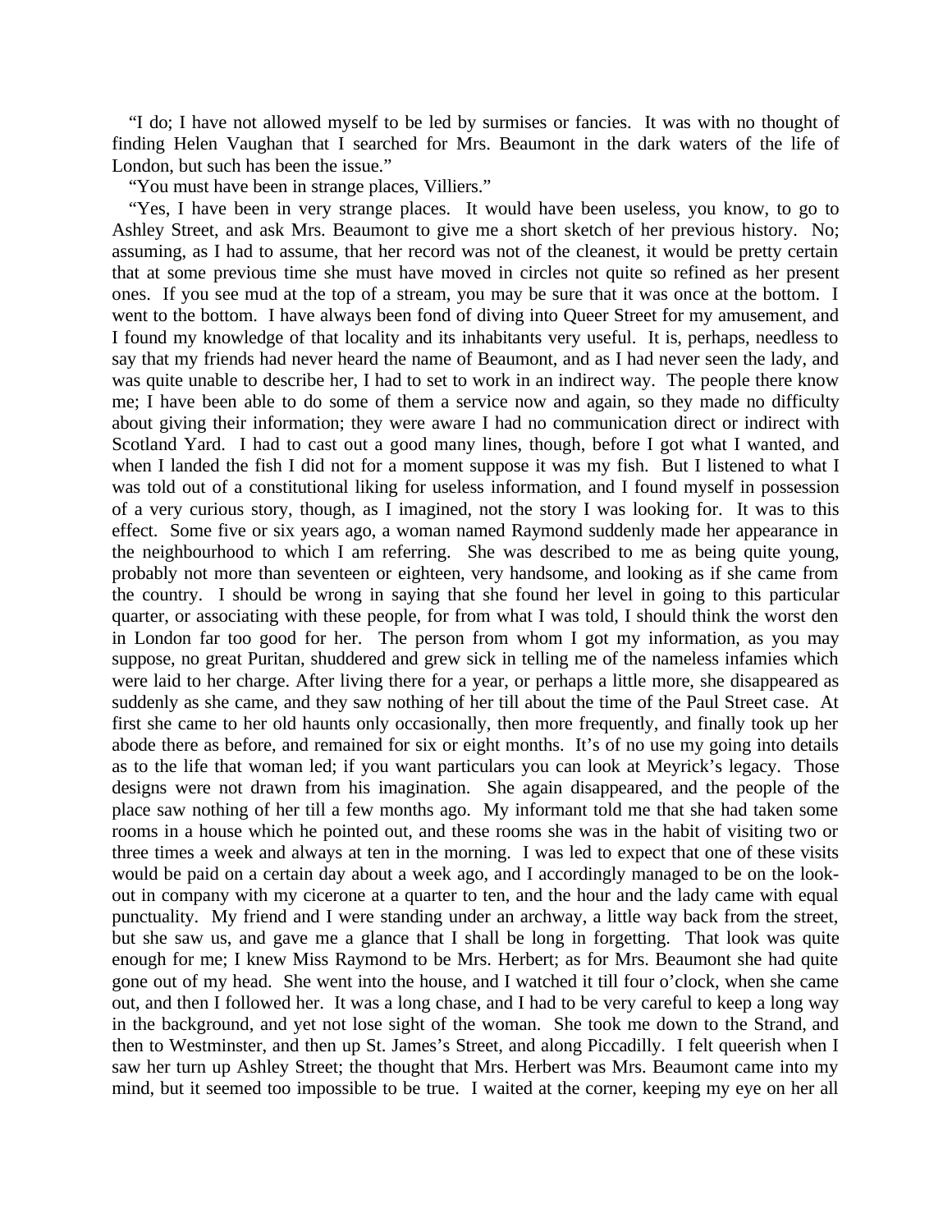"I do; I have not allowed myself to be led by surmises or fancies. It was with no thought of finding Helen Vaughan that I searched for Mrs. Beaumont in the dark waters of the life of London, but such has been the issue."

"You must have been in strange places, Villiers."

"Yes, I have been in very strange places. It would have been useless, you know, to go to Ashley Street, and ask Mrs. Beaumont to give me a short sketch of her previous history. No; assuming, as I had to assume, that her record was not of the cleanest, it would be pretty certain that at some previous time she must have moved in circles not quite so refined as her present ones. If you see mud at the top of a stream, you may be sure that it was once at the bottom. I went to the bottom. I have always been fond of diving into Queer Street for my amusement, and I found my knowledge of that locality and its inhabitants very useful. It is, perhaps, needless to say that my friends had never heard the name of Beaumont, and as I had never seen the lady, and was quite unable to describe her, I had to set to work in an indirect way. The people there know me; I have been able to do some of them a service now and again, so they made no difficulty about giving their information; they were aware I had no communication direct or indirect with Scotland Yard. I had to cast out a good many lines, though, before I got what I wanted, and when I landed the fish I did not for a moment suppose it was my fish. But I listened to what I was told out of a constitutional liking for useless information, and I found myself in possession of a very curious story, though, as I imagined, not the story I was looking for. It was to this effect. Some five or six years ago, a woman named Raymond suddenly made her appearance in the neighbourhood to which I am referring. She was described to me as being quite young, probably not more than seventeen or eighteen, very handsome, and looking as if she came from the country. I should be wrong in saying that she found her level in going to this particular quarter, or associating with these people, for from what I was told, I should think the worst den in London far too good for her. The person from whom I got my information, as you may suppose, no great Puritan, shuddered and grew sick in telling me of the nameless infamies which were laid to her charge. After living there for a year, or perhaps a little more, she disappeared as suddenly as she came, and they saw nothing of her till about the time of the Paul Street case. At first she came to her old haunts only occasionally, then more frequently, and finally took up her abode there as before, and remained for six or eight months. It's of no use my going into details as to the life that woman led; if you want particulars you can look at Meyrick's legacy. Those designs were not drawn from his imagination. She again disappeared, and the people of the place saw nothing of her till a few months ago. My informant told me that she had taken some rooms in a house which he pointed out, and these rooms she was in the habit of visiting two or three times a week and always at ten in the morning. I was led to expect that one of these visits would be paid on a certain day about a week ago, and I accordingly managed to be on the look-out in company with my cicerone at a quarter to ten, and the hour and the lady came with equal punctuality. My friend and I were standing under an archway, a little way back from the street, but she saw us, and gave me a glance that I shall be long in forgetting. That look was quite enough for me; I knew Miss Raymond to be Mrs. Herbert; as for Mrs. Beaumont she had quite gone out of my head. She went into the house, and I watched it till four o'clock, when she came out, and then I followed her. It was a long chase, and I had to be very careful to keep a long way in the background, and yet not lose sight of the woman. She took me down to the Strand, and then to Westminster, and then up St. James's Street, and along Piccadilly. I felt queerish when I saw her turn up Ashley Street; the thought that Mrs. Herbert was Mrs. Beaumont came into my mind, but it seemed too impossible to be true. I waited at the corner, keeping my eye on her all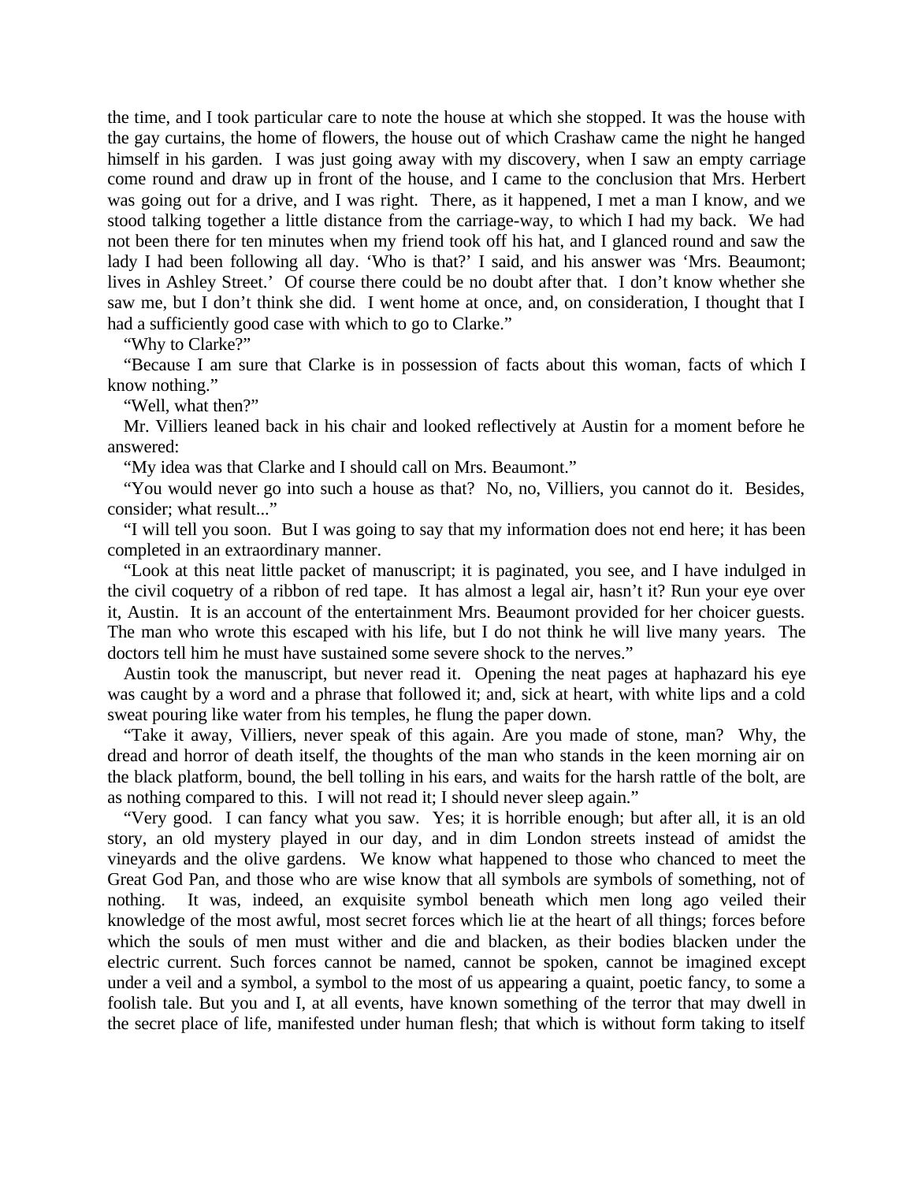the time, and I took particular care to note the house at which she stopped. It was the house with the gay curtains, the home of flowers, the house out of which Crashaw came the night he hanged himself in his garden. I was just going away with my discovery, when I saw an empty carriage come round and draw up in front of the house, and I came to the conclusion that Mrs. Herbert was going out for a drive, and I was right. There, as it happened, I met a man I know, and we stood talking together a little distance from the carriage-way, to which I had my back. We had not been there for ten minutes when my friend took off his hat, and I glanced round and saw the lady I had been following all day. 'Who is that?' I said, and his answer was 'Mrs. Beaumont; lives in Ashley Street.' Of course there could be no doubt after that. I don't know whether she saw me, but I don't think she did. I went home at once, and, on consideration, I thought that I had a sufficiently good case with which to go to Clarke."

"Why to Clarke?"

"Because I am sure that Clarke is in possession of facts about this woman, facts of which I know nothing."

"Well, what then?"

Mr. Villiers leaned back in his chair and looked reflectively at Austin for a moment before he answered:

"My idea was that Clarke and I should call on Mrs. Beaumont."

"You would never go into such a house as that? No, no, Villiers, you cannot do it. Besides, consider; what result..."

"I will tell you soon. But I was going to say that my information does not end here; it has been completed in an extraordinary manner.

"Look at this neat little packet of manuscript; it is paginated, you see, and I have indulged in the civil coquetry of a ribbon of red tape. It has almost a legal air, hasn't it? Run your eye over it, Austin. It is an account of the entertainment Mrs. Beaumont provided for her choicer guests. The man who wrote this escaped with his life, but I do not think he will live many years. The doctors tell him he must have sustained some severe shock to the nerves."

Austin took the manuscript, but never read it. Opening the neat pages at haphazard his eye was caught by a word and a phrase that followed it; and, sick at heart, with white lips and a cold sweat pouring like water from his temples, he flung the paper down.

"Take it away, Villiers, never speak of this again. Are you made of stone, man? Why, the dread and horror of death itself, the thoughts of the man who stands in the keen morning air on the black platform, bound, the bell tolling in his ears, and waits for the harsh rattle of the bolt, are as nothing compared to this. I will not read it; I should never sleep again."

"Very good. I can fancy what you saw. Yes; it is horrible enough; but after all, it is an old story, an old mystery played in our day, and in dim London streets instead of amidst the vineyards and the olive gardens. We know what happened to those who chanced to meet the Great God Pan, and those who are wise know that all symbols are symbols of something, not of nothing. It was, indeed, an exquisite symbol beneath which men long ago veiled their knowledge of the most awful, most secret forces which lie at the heart of all things; forces before which the souls of men must wither and die and blacken, as their bodies blacken under the electric current. Such forces cannot be named, cannot be spoken, cannot be imagined except under a veil and a symbol, a symbol to the most of us appearing a quaint, poetic fancy, to some a foolish tale. But you and I, at all events, have known something of the terror that may dwell in the secret place of life, manifested under human flesh; that which is without form taking to itself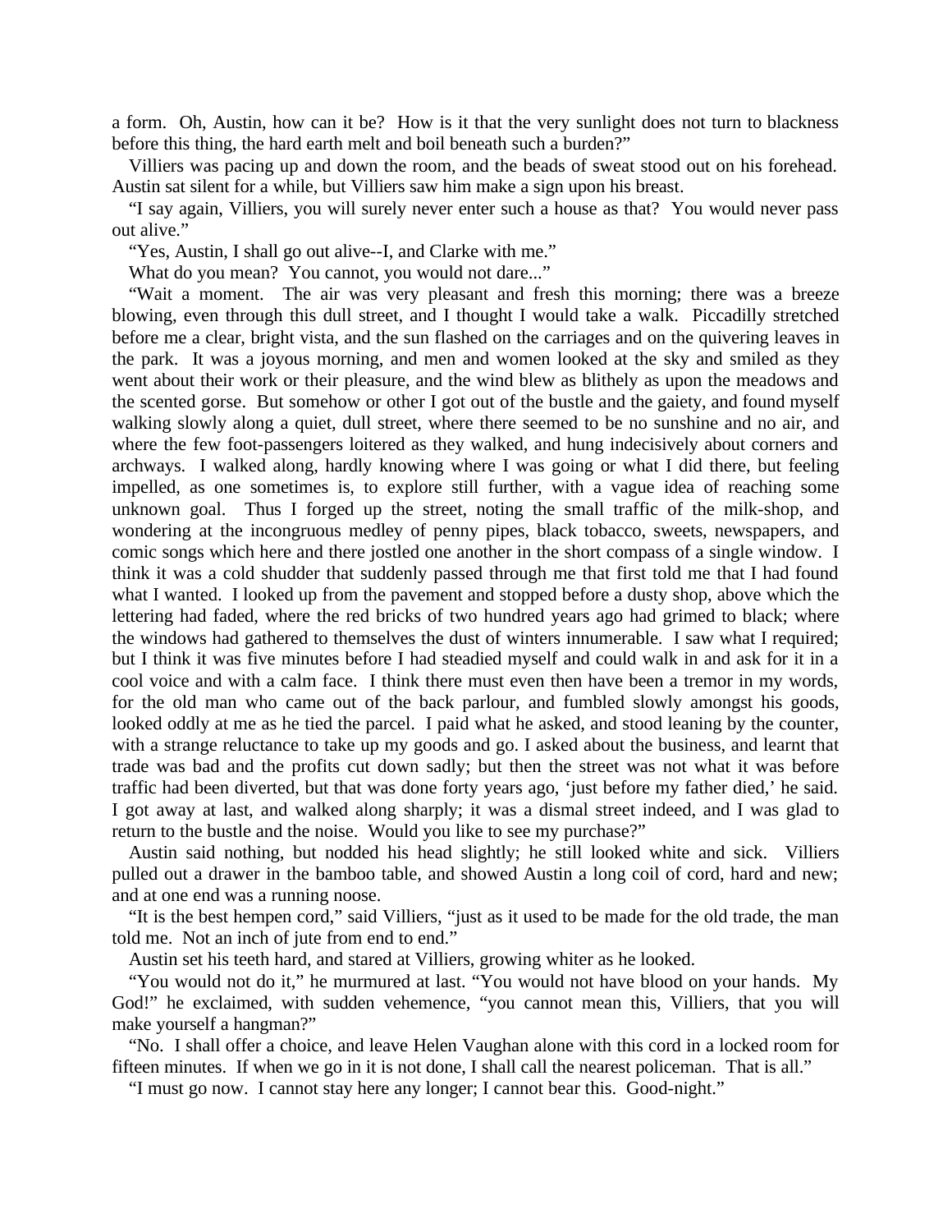a form. Oh, Austin, how can it be? How is it that the very sunlight does not turn to blackness before this thing, the hard earth melt and boil beneath such a burden?"

Villiers was pacing up and down the room, and the beads of sweat stood out on his forehead. Austin sat silent for a while, but Villiers saw him make a sign upon his breast.

"I say again, Villiers, you will surely never enter such a house as that? You would never pass out alive."

"Yes, Austin, I shall go out alive--I, and Clarke with me."

What do you mean? You cannot, you would not dare..."

"Wait a moment. The air was very pleasant and fresh this morning; there was a breeze blowing, even through this dull street, and I thought I would take a walk. Piccadilly stretched before me a clear, bright vista, and the sun flashed on the carriages and on the quivering leaves in the park. It was a joyous morning, and men and women looked at the sky and smiled as they went about their work or their pleasure, and the wind blew as blithely as upon the meadows and the scented gorse. But somehow or other I got out of the bustle and the gaiety, and found myself walking slowly along a quiet, dull street, where there seemed to be no sunshine and no air, and where the few foot-passengers loitered as they walked, and hung indecisively about corners and archways. I walked along, hardly knowing where I was going or what I did there, but feeling impelled, as one sometimes is, to explore still further, with a vague idea of reaching some unknown goal. Thus I forged up the street, noting the small traffic of the milk-shop, and wondering at the incongruous medley of penny pipes, black tobacco, sweets, newspapers, and comic songs which here and there jostled one another in the short compass of a single window. I think it was a cold shudder that suddenly passed through me that first told me that I had found what I wanted. I looked up from the pavement and stopped before a dusty shop, above which the lettering had faded, where the red bricks of two hundred years ago had grimed to black; where the windows had gathered to themselves the dust of winters innumerable. I saw what I required; but I think it was five minutes before I had steadied myself and could walk in and ask for it in a cool voice and with a calm face. I think there must even then have been a tremor in my words, for the old man who came out of the back parlour, and fumbled slowly amongst his goods, looked oddly at me as he tied the parcel. I paid what he asked, and stood leaning by the counter, with a strange reluctance to take up my goods and go. I asked about the business, and learnt that trade was bad and the profits cut down sadly; but then the street was not what it was before traffic had been diverted, but that was done forty years ago, 'just before my father died,' he said. I got away at last, and walked along sharply; it was a dismal street indeed, and I was glad to return to the bustle and the noise. Would you like to see my purchase?"

Austin said nothing, but nodded his head slightly; he still looked white and sick. Villiers pulled out a drawer in the bamboo table, and showed Austin a long coil of cord, hard and new; and at one end was a running noose.

"It is the best hempen cord," said Villiers, "just as it used to be made for the old trade, the man told me. Not an inch of jute from end to end."

Austin set his teeth hard, and stared at Villiers, growing whiter as he looked.

"You would not do it," he murmured at last. "You would not have blood on your hands. My God!" he exclaimed, with sudden vehemence, "you cannot mean this, Villiers, that you will make yourself a hangman?"

"No. I shall offer a choice, and leave Helen Vaughan alone with this cord in a locked room for fifteen minutes. If when we go in it is not done, I shall call the nearest policeman. That is all."

"I must go now. I cannot stay here any longer; I cannot bear this. Good-night."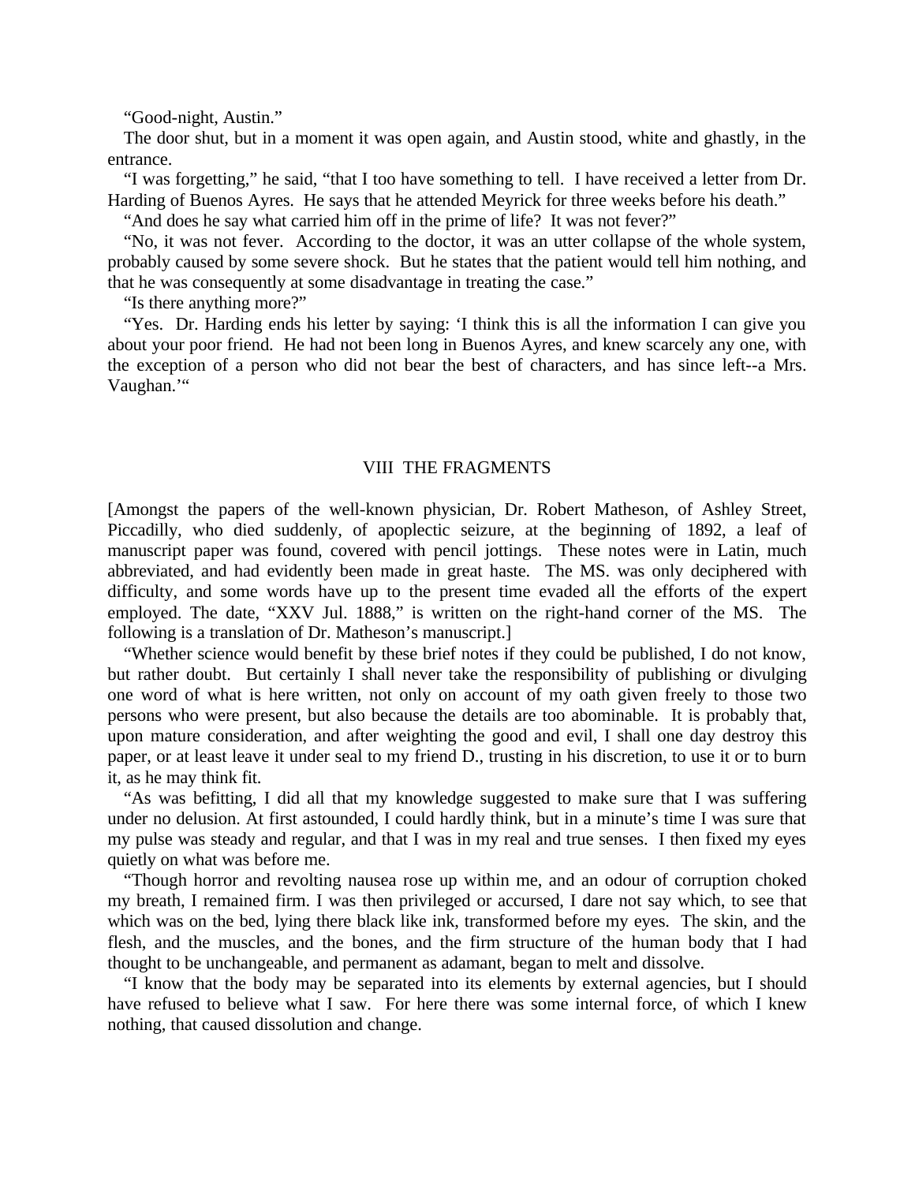"Good-night, Austin."

The door shut, but in a moment it was open again, and Austin stood, white and ghastly, in the entrance.

"I was forgetting," he said, "that I too have something to tell. I have received a letter from Dr. Harding of Buenos Ayres. He says that he attended Meyrick for three weeks before his death."

"And does he say what carried him off in the prime of life? It was not fever?"

"No, it was not fever. According to the doctor, it was an utter collapse of the whole system, probably caused by some severe shock. But he states that the patient would tell him nothing, and that he was consequently at some disadvantage in treating the case."

"Is there anything more?"

"Yes. Dr. Harding ends his letter by saying: 'I think this is all the information I can give you about your poor friend. He had not been long in Buenos Ayres, and knew scarcely any one, with the exception of a person who did not bear the best of characters, and has since left--a Mrs. Vaughan.'"

## VIII THE FRAGMENTS

[Amongst the papers of the well-known physician, Dr. Robert Matheson, of Ashley Street, Piccadilly, who died suddenly, of apoplectic seizure, at the beginning of 1892, a leaf of manuscript paper was found, covered with pencil jottings. These notes were in Latin, much abbreviated, and had evidently been made in great haste. The MS. was only deciphered with difficulty, and some words have up to the present time evaded all the efforts of the expert employed. The date, "XXV Jul. 1888," is written on the right-hand corner of the MS. The following is a translation of Dr. Matheson's manuscript.]

"Whether science would benefit by these brief notes if they could be published, I do not know, but rather doubt. But certainly I shall never take the responsibility of publishing or divulging one word of what is here written, not only on account of my oath given freely to those two persons who were present, but also because the details are too abominable. It is probably that, upon mature consideration, and after weighting the good and evil, I shall one day destroy this paper, or at least leave it under seal to my friend D., trusting in his discretion, to use it or to burn it, as he may think fit.

"As was befitting, I did all that my knowledge suggested to make sure that I was suffering under no delusion. At first astounded, I could hardly think, but in a minute's time I was sure that my pulse was steady and regular, and that I was in my real and true senses. I then fixed my eyes quietly on what was before me.

"Though horror and revolting nausea rose up within me, and an odour of corruption choked my breath, I remained firm. I was then privileged or accursed, I dare not say which, to see that which was on the bed, lying there black like ink, transformed before my eyes. The skin, and the flesh, and the muscles, and the bones, and the firm structure of the human body that I had thought to be unchangeable, and permanent as adamant, began to melt and dissolve.

"I know that the body may be separated into its elements by external agencies, but I should have refused to believe what I saw. For here there was some internal force, of which I knew nothing, that caused dissolution and change.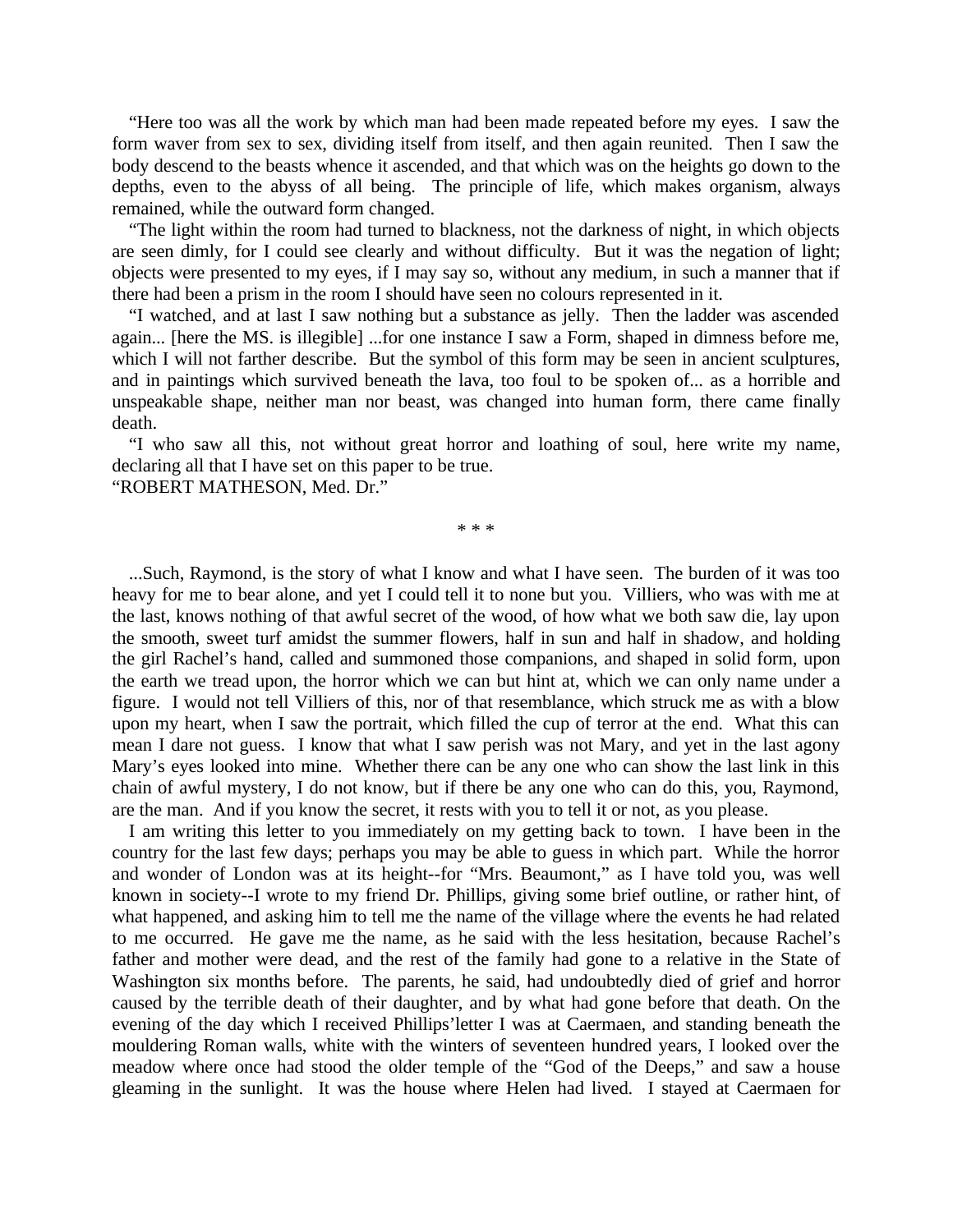"Here too was all the work by which man had been made repeated before my eyes. I saw the form waver from sex to sex, dividing itself from itself, and then again reunited. Then I saw the body descend to the beasts whence it ascended, and that which was on the heights go down to the depths, even to the abyss of all being. The principle of life, which makes organism, always remained, while the outward form changed.

"The light within the room had turned to blackness, not the darkness of night, in which objects are seen dimly, for I could see clearly and without difficulty. But it was the negation of light; objects were presented to my eyes, if I may say so, without any medium, in such a manner that if there had been a prism in the room I should have seen no colours represented in it.

"I watched, and at last I saw nothing but a substance as jelly. Then the ladder was ascended again... [here the MS. is illegible] ...for one instance I saw a Form, shaped in dimness before me, which I will not farther describe. But the symbol of this form may be seen in ancient sculptures, and in paintings which survived beneath the lava, too foul to be spoken of... as a horrible and unspeakable shape, neither man nor beast, was changed into human form, there came finally death.

"I who saw all this, not without great horror and loathing of soul, here write my name, declaring all that I have set on this paper to be true.
"ROBERT MATHESON, Med. Dr."

* * *

...Such, Raymond, is the story of what I know and what I have seen. The burden of it was too heavy for me to bear alone, and yet I could tell it to none but you. Villiers, who was with me at the last, knows nothing of that awful secret of the wood, of how what we both saw die, lay upon the smooth, sweet turf amidst the summer flowers, half in sun and half in shadow, and holding the girl Rachel's hand, called and summoned those companions, and shaped in solid form, upon the earth we tread upon, the horror which we can but hint at, which we can only name under a figure. I would not tell Villiers of this, nor of that resemblance, which struck me as with a blow upon my heart, when I saw the portrait, which filled the cup of terror at the end. What this can mean I dare not guess. I know that what I saw perish was not Mary, and yet in the last agony Mary's eyes looked into mine. Whether there can be any one who can show the last link in this chain of awful mystery, I do not know, but if there be any one who can do this, you, Raymond, are the man. And if you know the secret, it rests with you to tell it or not, as you please.

I am writing this letter to you immediately on my getting back to town. I have been in the country for the last few days; perhaps you may be able to guess in which part. While the horror and wonder of London was at its height--for "Mrs. Beaumont," as I have told you, was well known in society--I wrote to my friend Dr. Phillips, giving some brief outline, or rather hint, of what happened, and asking him to tell me the name of the village where the events he had related to me occurred. He gave me the name, as he said with the less hesitation, because Rachel's father and mother were dead, and the rest of the family had gone to a relative in the State of Washington six months before. The parents, he said, had undoubtedly died of grief and horror caused by the terrible death of their daughter, and by what had gone before that death. On the evening of the day which I received Phillips'letter I was at Caermaen, and standing beneath the mouldering Roman walls, white with the winters of seventeen hundred years, I looked over the meadow where once had stood the older temple of the "God of the Deeps," and saw a house gleaming in the sunlight. It was the house where Helen had lived. I stayed at Caermaen for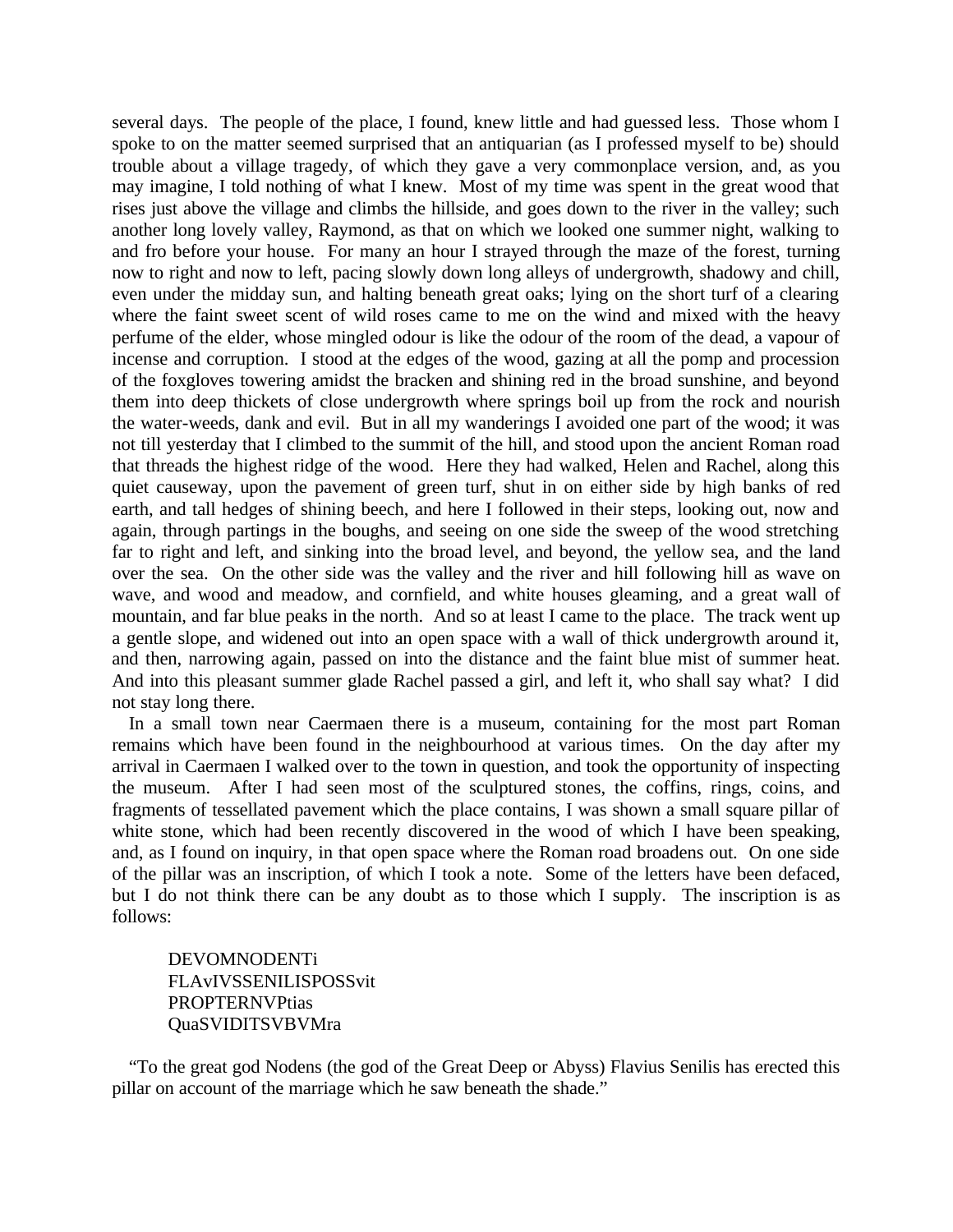several days. The people of the place, I found, knew little and had guessed less. Those whom I spoke to on the matter seemed surprised that an antiquarian (as I professed myself to be) should trouble about a village tragedy, of which they gave a very commonplace version, and, as you may imagine, I told nothing of what I knew. Most of my time was spent in the great wood that rises just above the village and climbs the hillside, and goes down to the river in the valley; such another long lovely valley, Raymond, as that on which we looked one summer night, walking to and fro before your house. For many an hour I strayed through the maze of the forest, turning now to right and now to left, pacing slowly down long alleys of undergrowth, shadowy and chill, even under the midday sun, and halting beneath great oaks; lying on the short turf of a clearing where the faint sweet scent of wild roses came to me on the wind and mixed with the heavy perfume of the elder, whose mingled odour is like the odour of the room of the dead, a vapour of incense and corruption. I stood at the edges of the wood, gazing at all the pomp and procession of the foxgloves towering amidst the bracken and shining red in the broad sunshine, and beyond them into deep thickets of close undergrowth where springs boil up from the rock and nourish the water-weeds, dank and evil. But in all my wanderings I avoided one part of the wood; it was not till yesterday that I climbed to the summit of the hill, and stood upon the ancient Roman road that threads the highest ridge of the wood. Here they had walked, Helen and Rachel, along this quiet causeway, upon the pavement of green turf, shut in on either side by high banks of red earth, and tall hedges of shining beech, and here I followed in their steps, looking out, now and again, through partings in the boughs, and seeing on one side the sweep of the wood stretching far to right and left, and sinking into the broad level, and beyond, the yellow sea, and the land over the sea. On the other side was the valley and the river and hill following hill as wave on wave, and wood and meadow, and cornfield, and white houses gleaming, and a great wall of mountain, and far blue peaks in the north. And so at least I came to the place. The track went up a gentle slope, and widened out into an open space with a wall of thick undergrowth around it, and then, narrowing again, passed on into the distance and the faint blue mist of summer heat. And into this pleasant summer glade Rachel passed a girl, and left it, who shall say what? I did not stay long there.

In a small town near Caermaen there is a museum, containing for the most part Roman remains which have been found in the neighbourhood at various times. On the day after my arrival in Caermaen I walked over to the town in question, and took the opportunity of inspecting the museum. After I had seen most of the sculptured stones, the coffins, rings, coins, and fragments of tessellated pavement which the place contains, I was shown a small square pillar of white stone, which had been recently discovered in the wood of which I have been speaking, and, as I found on inquiry, in that open space where the Roman road broadens out. On one side of the pillar was an inscription, of which I took a note. Some of the letters have been defaced, but I do not think there can be any doubt as to those which I supply. The inscription is as follows:

> DEVOMNODENTi
> FLAvIVSSENILISPOSSvit
> PROPTERNVPtias
> QuaSVIDITSVBVMra

"To the great god Nodens (the god of the Great Deep or Abyss) Flavius Senilis has erected this pillar on account of the marriage which he saw beneath the shade."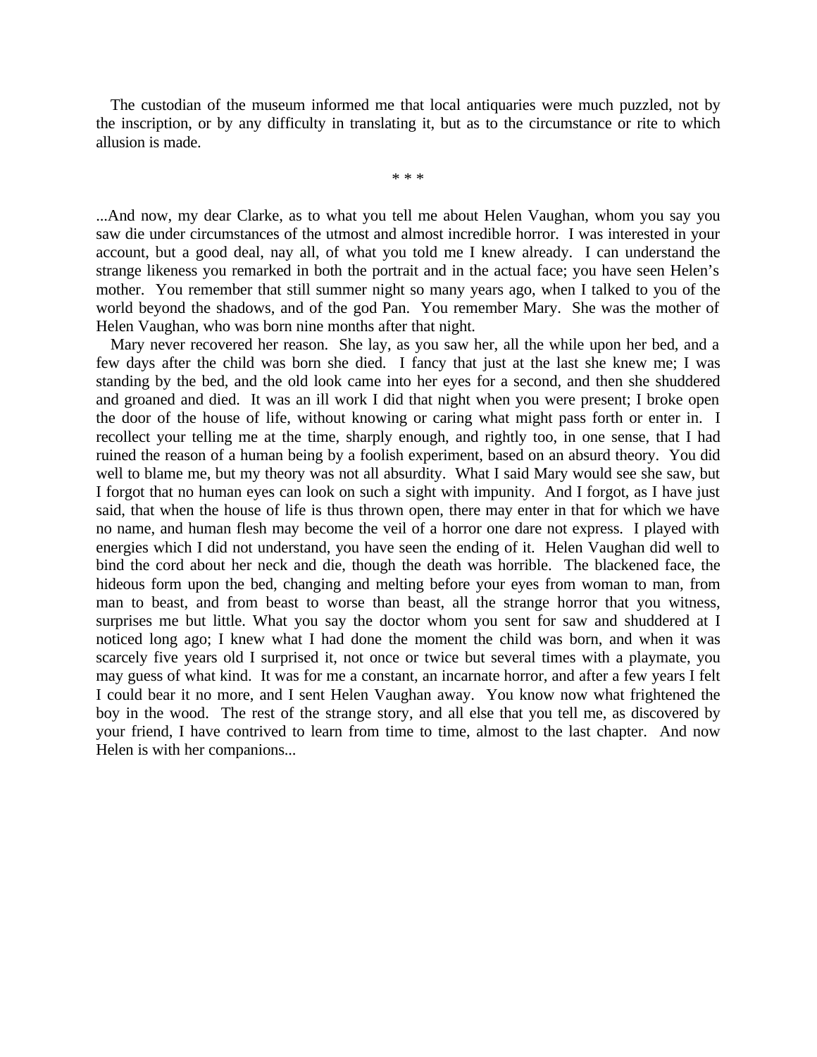The custodian of the museum informed me that local antiquaries were much puzzled, not by the inscription, or by any difficulty in translating it, but as to the circumstance or rite to which allusion is made.

* * *

...And now, my dear Clarke, as to what you tell me about Helen Vaughan, whom you say you saw die under circumstances of the utmost and almost incredible horror. I was interested in your account, but a good deal, nay all, of what you told me I knew already. I can understand the strange likeness you remarked in both the portrait and in the actual face; you have seen Helen's mother. You remember that still summer night so many years ago, when I talked to you of the world beyond the shadows, and of the god Pan. You remember Mary. She was the mother of Helen Vaughan, who was born nine months after that night.

Mary never recovered her reason. She lay, as you saw her, all the while upon her bed, and a few days after the child was born she died. I fancy that just at the last she knew me; I was standing by the bed, and the old look came into her eyes for a second, and then she shuddered and groaned and died. It was an ill work I did that night when you were present; I broke open the door of the house of life, without knowing or caring what might pass forth or enter in. I recollect your telling me at the time, sharply enough, and rightly too, in one sense, that I had ruined the reason of a human being by a foolish experiment, based on an absurd theory. You did well to blame me, but my theory was not all absurdity. What I said Mary would see she saw, but I forgot that no human eyes can look on such a sight with impunity. And I forgot, as I have just said, that when the house of life is thus thrown open, there may enter in that for which we have no name, and human flesh may become the veil of a horror one dare not express. I played with energies which I did not understand, you have seen the ending of it. Helen Vaughan did well to bind the cord about her neck and die, though the death was horrible. The blackened face, the hideous form upon the bed, changing and melting before your eyes from woman to man, from man to beast, and from beast to worse than beast, all the strange horror that you witness, surprises me but little. What you say the doctor whom you sent for saw and shuddered at I noticed long ago; I knew what I had done the moment the child was born, and when it was scarcely five years old I surprised it, not once or twice but several times with a playmate, you may guess of what kind. It was for me a constant, an incarnate horror, and after a few years I felt I could bear it no more, and I sent Helen Vaughan away. You know now what frightened the boy in the wood. The rest of the strange story, and all else that you tell me, as discovered by your friend, I have contrived to learn from time to time, almost to the last chapter. And now Helen is with her companions...